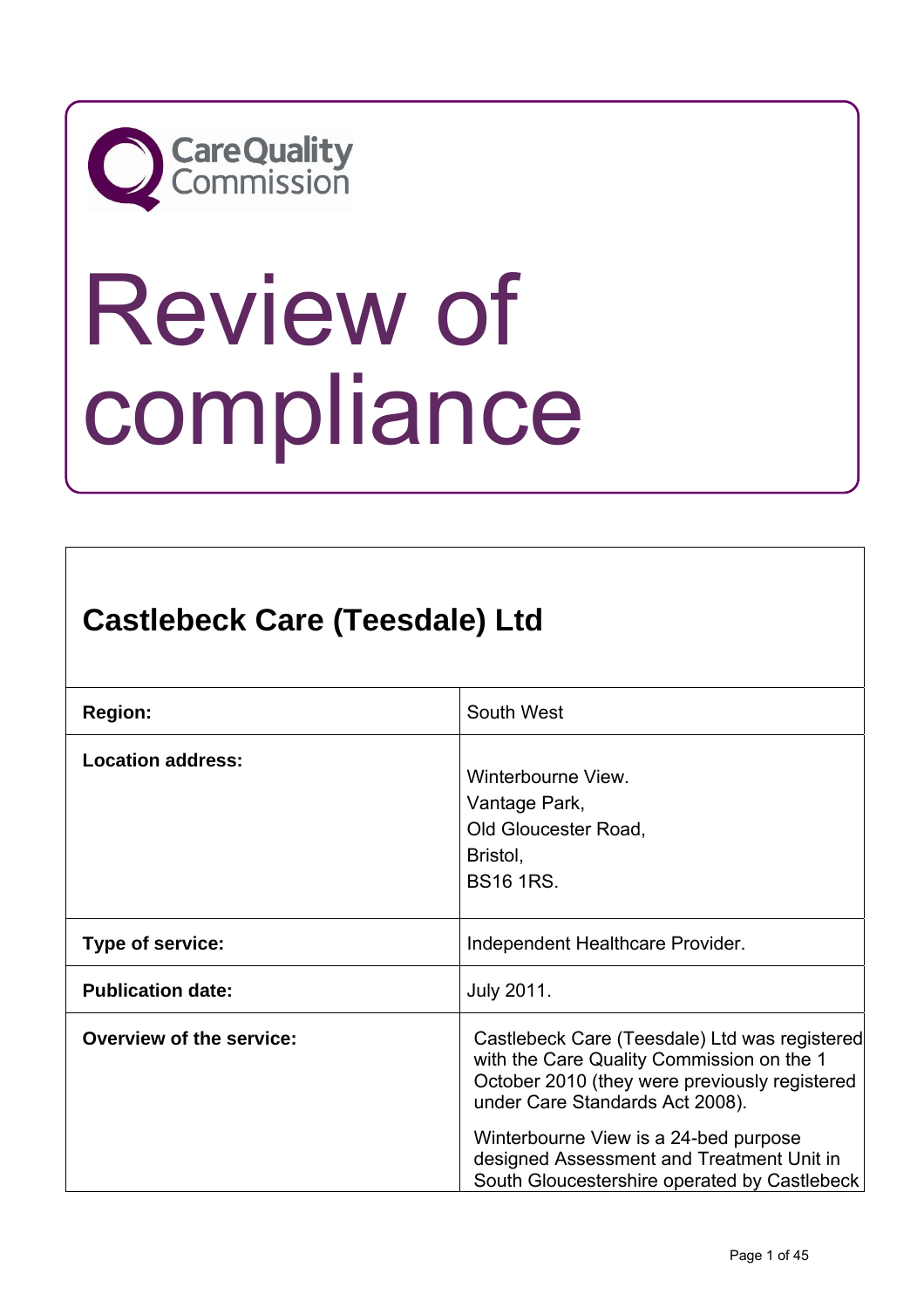Care Quality Commission

# Review of compliance

## Castlebeck Care (Teesdale) Ltd

| | |
|---|---|
| **Region:** | South West |
| **Location address:** | Winterbourne View.<br>Vantage Park,<br>Old Gloucester Road,<br>Bristol,<br>BS16 1RS. |
| **Type of service:** | Independent Healthcare Provider. |
| **Publication date:** | July 2011. |
| **Overview of the service:** | Castlebeck Care (Teesdale) Ltd was registered with the Care Quality Commission on the 1 October 2010 (they were previously registered under Care Standards Act 2008).<br><br>Winterbourne View is a 24-bed purpose designed Assessment and Treatment Unit in South Gloucestershire operated by Castlebeck |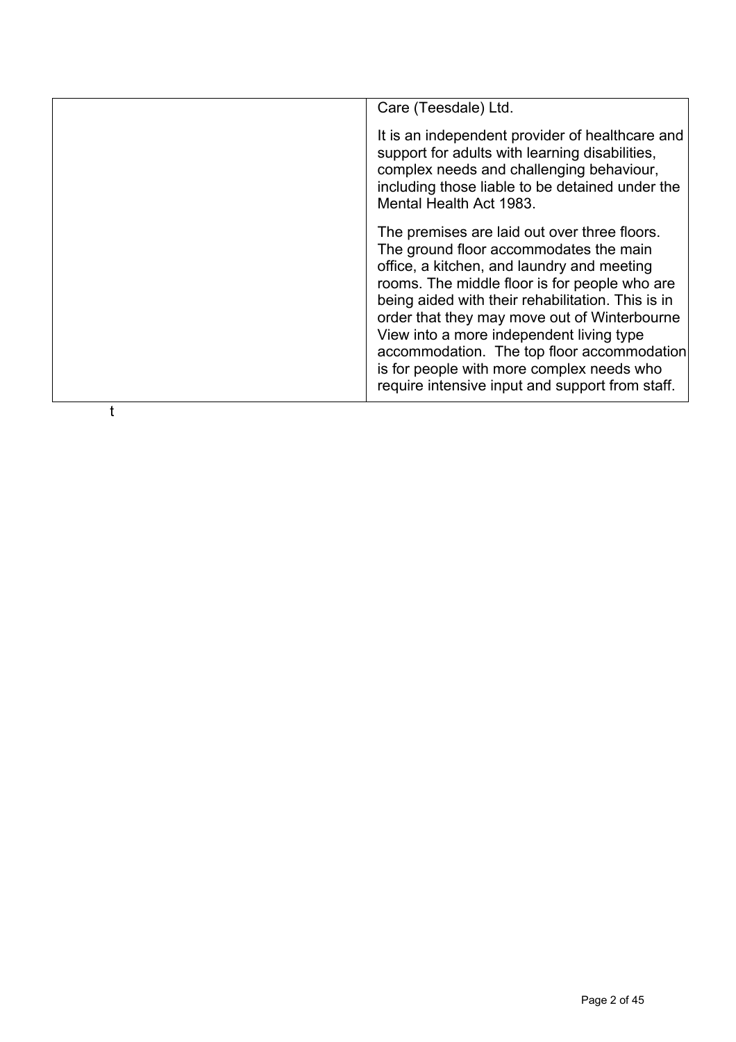| | Care (Teesdale) Ltd.<br><br>It is an independent provider of healthcare and support for adults with learning disabilities, complex needs and challenging behaviour, including those liable to be detained under the Mental Health Act 1983.<br><br>The premises are laid out over three floors. The ground floor accommodates the main office, a kitchen, and laundry and meeting rooms. The middle floor is for people who are being aided with their rehabilitation. This is in order that they may move out of Winterbourne View into a more independent living type accommodation. The top floor accommodation is for people with more complex needs who require intensive input and support from staff. |
| --- | --- |

t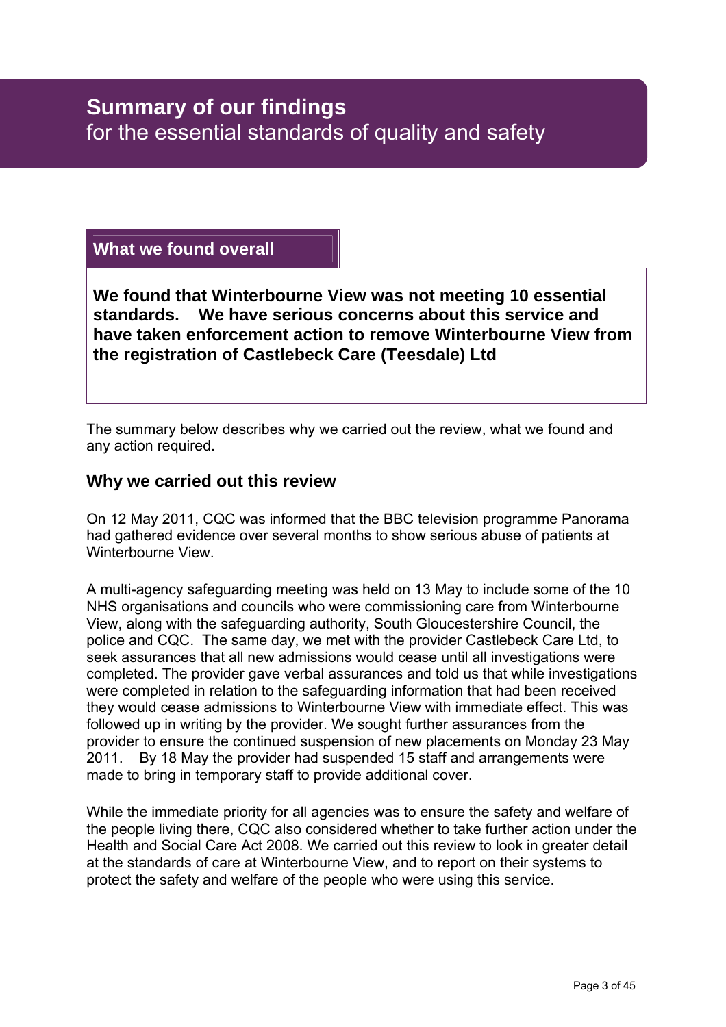# Summary of our findings
for the essential standards of quality and safety

### What we found overall

**We found that Winterbourne View was not meeting 10 essential standards. We have serious concerns about this service and have taken enforcement action to remove Winterbourne View from the registration of Castlebeck Care (Teesdale) Ltd**

The summary below describes why we carried out the review, what we found and any action required.

## Why we carried out this review

On 12 May 2011, CQC was informed that the BBC television programme Panorama had gathered evidence over several months to show serious abuse of patients at Winterbourne View.

A multi-agency safeguarding meeting was held on 13 May to include some of the 10 NHS organisations and councils who were commissioning care from Winterbourne View, along with the safeguarding authority, South Gloucestershire Council, the police and CQC. The same day, we met with the provider Castlebeck Care Ltd, to seek assurances that all new admissions would cease until all investigations were completed. The provider gave verbal assurances and told us that while investigations were completed in relation to the safeguarding information that had been received they would cease admissions to Winterbourne View with immediate effect. This was followed up in writing by the provider. We sought further assurances from the provider to ensure the continued suspension of new placements on Monday 23 May 2011. By 18 May the provider had suspended 15 staff and arrangements were made to bring in temporary staff to provide additional cover.

While the immediate priority for all agencies was to ensure the safety and welfare of the people living there, CQC also considered whether to take further action under the Health and Social Care Act 2008. We carried out this review to look in greater detail at the standards of care at Winterbourne View, and to report on their systems to protect the safety and welfare of the people who were using this service.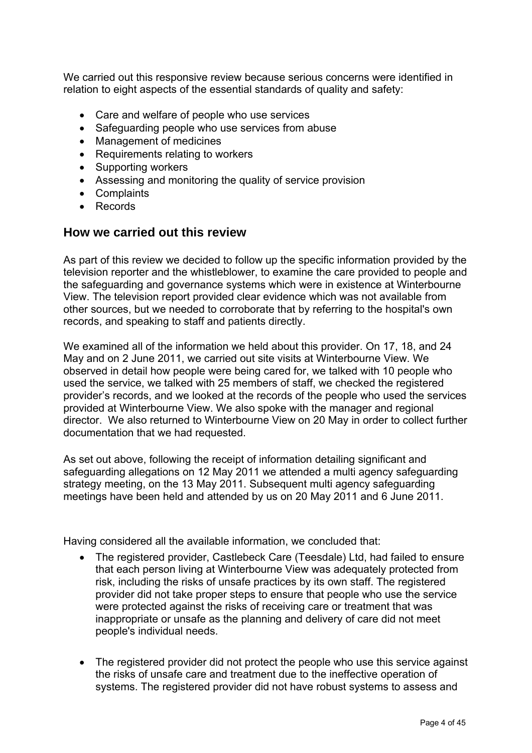We carried out this responsive review because serious concerns were identified in relation to eight aspects of the essential standards of quality and safety:

- Care and welfare of people who use services
- Safeguarding people who use services from abuse
- Management of medicines
- Requirements relating to workers
- Supporting workers
- Assessing and monitoring the quality of service provision
- Complaints
- Records

## How we carried out this review

As part of this review we decided to follow up the specific information provided by the television reporter and the whistleblower, to examine the care provided to people and the safeguarding and governance systems which were in existence at Winterbourne View. The television report provided clear evidence which was not available from other sources, but we needed to corroborate that by referring to the hospital's own records, and speaking to staff and patients directly.

We examined all of the information we held about this provider. On 17, 18, and 24 May and on 2 June 2011, we carried out site visits at Winterbourne View. We observed in detail how people were being cared for, we talked with 10 people who used the service, we talked with 25 members of staff, we checked the registered provider's records, and we looked at the records of the people who used the services provided at Winterbourne View. We also spoke with the manager and regional director. We also returned to Winterbourne View on 20 May in order to collect further documentation that we had requested.

As set out above, following the receipt of information detailing significant and safeguarding allegations on 12 May 2011 we attended a multi agency safeguarding strategy meeting, on the 13 May 2011. Subsequent multi agency safeguarding meetings have been held and attended by us on 20 May 2011 and 6 June 2011.

Having considered all the available information, we concluded that:

- The registered provider, Castlebeck Care (Teesdale) Ltd, had failed to ensure that each person living at Winterbourne View was adequately protected from risk, including the risks of unsafe practices by its own staff. The registered provider did not take proper steps to ensure that people who use the service were protected against the risks of receiving care or treatment that was inappropriate or unsafe as the planning and delivery of care did not meet people's individual needs.

- The registered provider did not protect the people who use this service against the risks of unsafe care and treatment due to the ineffective operation of systems. The registered provider did not have robust systems to assess and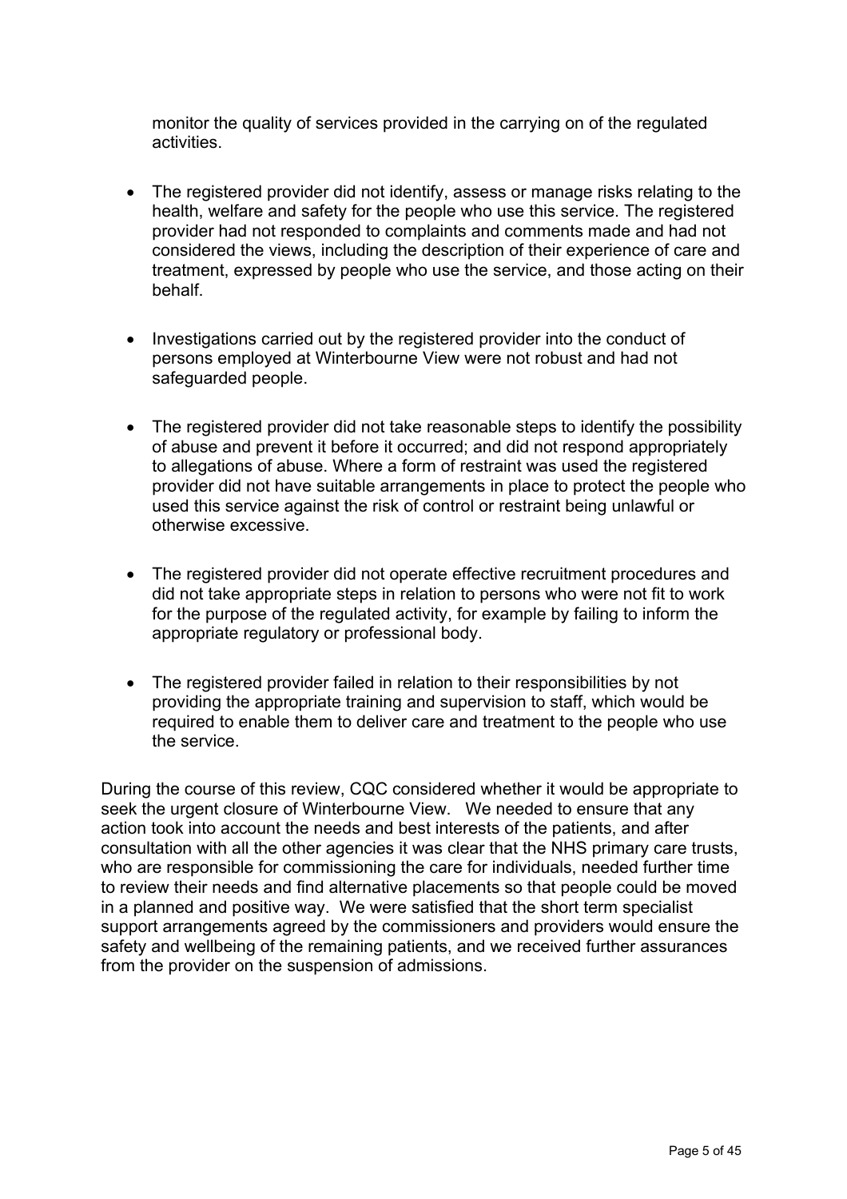monitor the quality of services provided in the carrying on of the regulated activities.

- The registered provider did not identify, assess or manage risks relating to the health, welfare and safety for the people who use this service. The registered provider had not responded to complaints and comments made and had not considered the views, including the description of their experience of care and treatment, expressed by people who use the service, and those acting on their behalf.

- Investigations carried out by the registered provider into the conduct of persons employed at Winterbourne View were not robust and had not safeguarded people.

- The registered provider did not take reasonable steps to identify the possibility of abuse and prevent it before it occurred; and did not respond appropriately to allegations of abuse. Where a form of restraint was used the registered provider did not have suitable arrangements in place to protect the people who used this service against the risk of control or restraint being unlawful or otherwise excessive.

- The registered provider did not operate effective recruitment procedures and did not take appropriate steps in relation to persons who were not fit to work for the purpose of the regulated activity, for example by failing to inform the appropriate regulatory or professional body.

- The registered provider failed in relation to their responsibilities by not providing the appropriate training and supervision to staff, which would be required to enable them to deliver care and treatment to the people who use the service.

During the course of this review, CQC considered whether it would be appropriate to seek the urgent closure of Winterbourne View. We needed to ensure that any action took into account the needs and best interests of the patients, and after consultation with all the other agencies it was clear that the NHS primary care trusts, who are responsible for commissioning the care for individuals, needed further time to review their needs and find alternative placements so that people could be moved in a planned and positive way. We were satisfied that the short term specialist support arrangements agreed by the commissioners and providers would ensure the safety and wellbeing of the remaining patients, and we received further assurances from the provider on the suspension of admissions.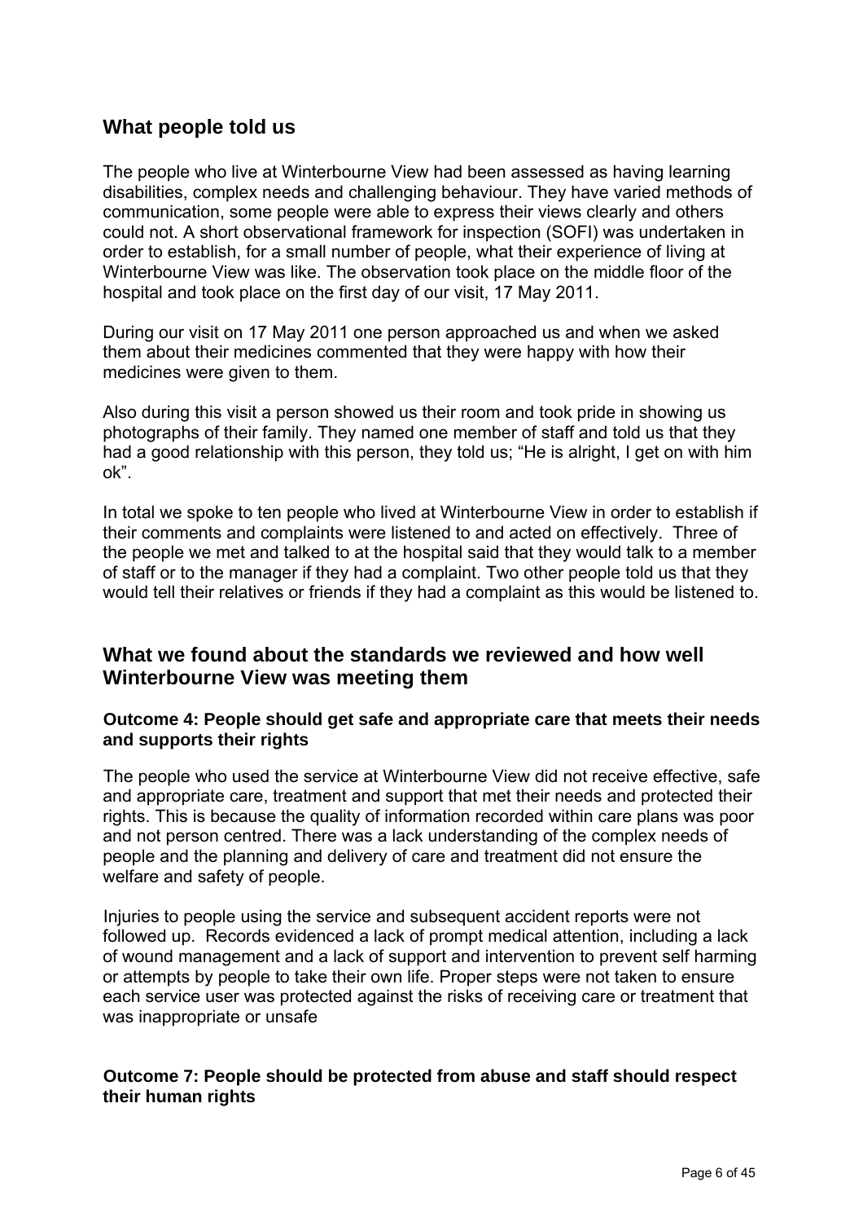## What people told us

The people who live at Winterbourne View had been assessed as having learning disabilities, complex needs and challenging behaviour. They have varied methods of communication, some people were able to express their views clearly and others could not. A short observational framework for inspection (SOFI) was undertaken in order to establish, for a small number of people, what their experience of living at Winterbourne View was like. The observation took place on the middle floor of the hospital and took place on the first day of our visit, 17 May 2011.

During our visit on 17 May 2011 one person approached us and when we asked them about their medicines commented that they were happy with how their medicines were given to them.

Also during this visit a person showed us their room and took pride in showing us photographs of their family. They named one member of staff and told us that they had a good relationship with this person, they told us; "He is alright, I get on with him ok".

In total we spoke to ten people who lived at Winterbourne View in order to establish if their comments and complaints were listened to and acted on effectively. Three of the people we met and talked to at the hospital said that they would talk to a member of staff or to the manager if they had a complaint. Two other people told us that they would tell their relatives or friends if they had a complaint as this would be listened to.

## What we found about the standards we reviewed and how well Winterbourne View was meeting them

### Outcome 4: People should get safe and appropriate care that meets their needs and supports their rights

The people who used the service at Winterbourne View did not receive effective, safe and appropriate care, treatment and support that met their needs and protected their rights. This is because the quality of information recorded within care plans was poor and not person centred. There was a lack understanding of the complex needs of people and the planning and delivery of care and treatment did not ensure the welfare and safety of people.

Injuries to people using the service and subsequent accident reports were not followed up. Records evidenced a lack of prompt medical attention, including a lack of wound management and a lack of support and intervention to prevent self harming or attempts by people to take their own life. Proper steps were not taken to ensure each service user was protected against the risks of receiving care or treatment that was inappropriate or unsafe

### Outcome 7: People should be protected from abuse and staff should respect their human rights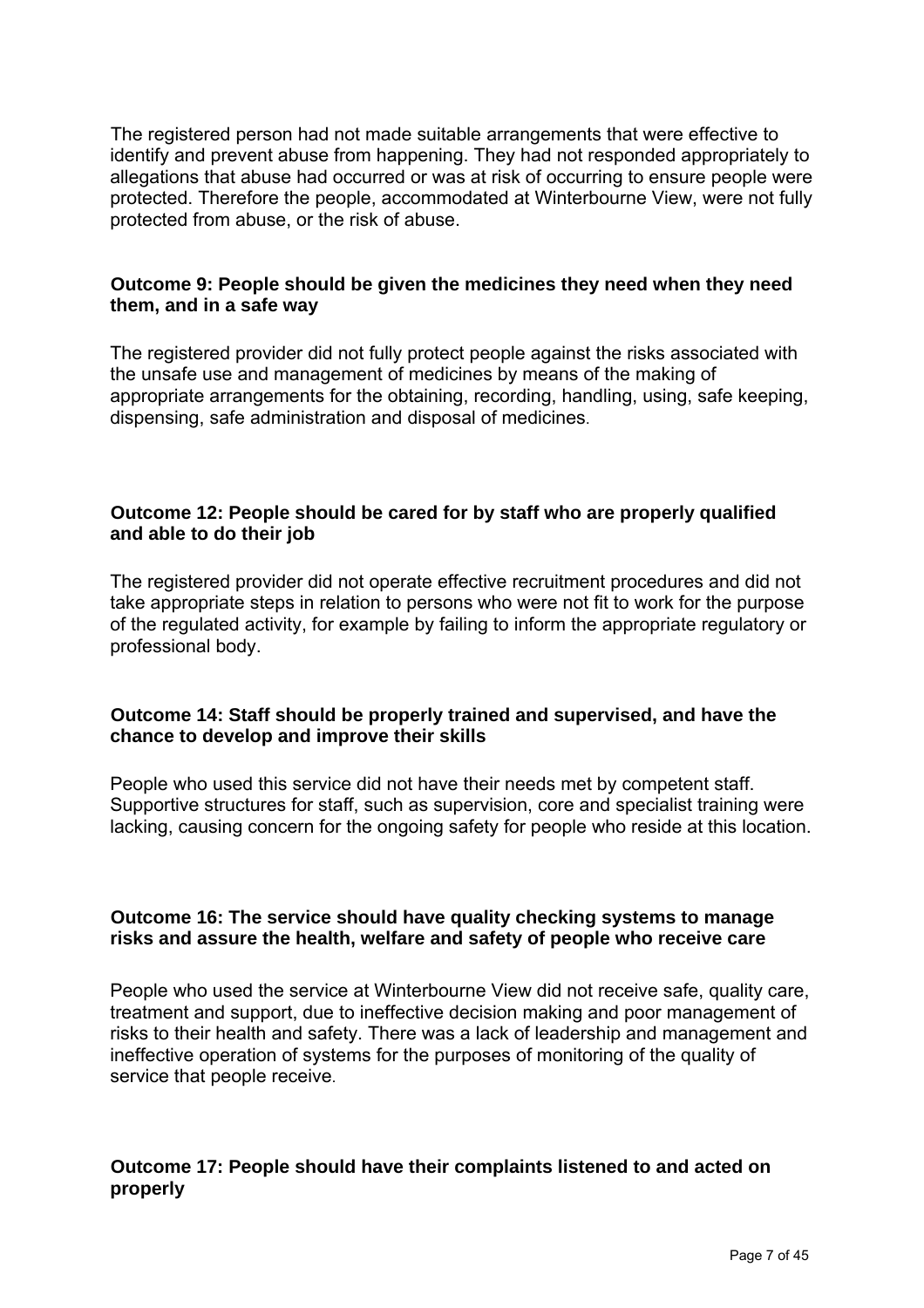The registered person had not made suitable arrangements that were effective to identify and prevent abuse from happening. They had not responded appropriately to allegations that abuse had occurred or was at risk of occurring to ensure people were protected. Therefore the people, accommodated at Winterbourne View, were not fully protected from abuse, or the risk of abuse.

### Outcome 9: People should be given the medicines they need when they need them, and in a safe way

The registered provider did not fully protect people against the risks associated with the unsafe use and management of medicines by means of the making of appropriate arrangements for the obtaining, recording, handling, using, safe keeping, dispensing, safe administration and disposal of medicines.

### Outcome 12: People should be cared for by staff who are properly qualified and able to do their job

The registered provider did not operate effective recruitment procedures and did not take appropriate steps in relation to persons who were not fit to work for the purpose of the regulated activity, for example by failing to inform the appropriate regulatory or professional body.

### Outcome 14: Staff should be properly trained and supervised, and have the chance to develop and improve their skills

People who used this service did not have their needs met by competent staff. Supportive structures for staff, such as supervision, core and specialist training were lacking, causing concern for the ongoing safety for people who reside at this location.

### Outcome 16: The service should have quality checking systems to manage risks and assure the health, welfare and safety of people who receive care

People who used the service at Winterbourne View did not receive safe, quality care, treatment and support, due to ineffective decision making and poor management of risks to their health and safety. There was a lack of leadership and management and ineffective operation of systems for the purposes of monitoring of the quality of service that people receive.

### Outcome 17: People should have their complaints listened to and acted on properly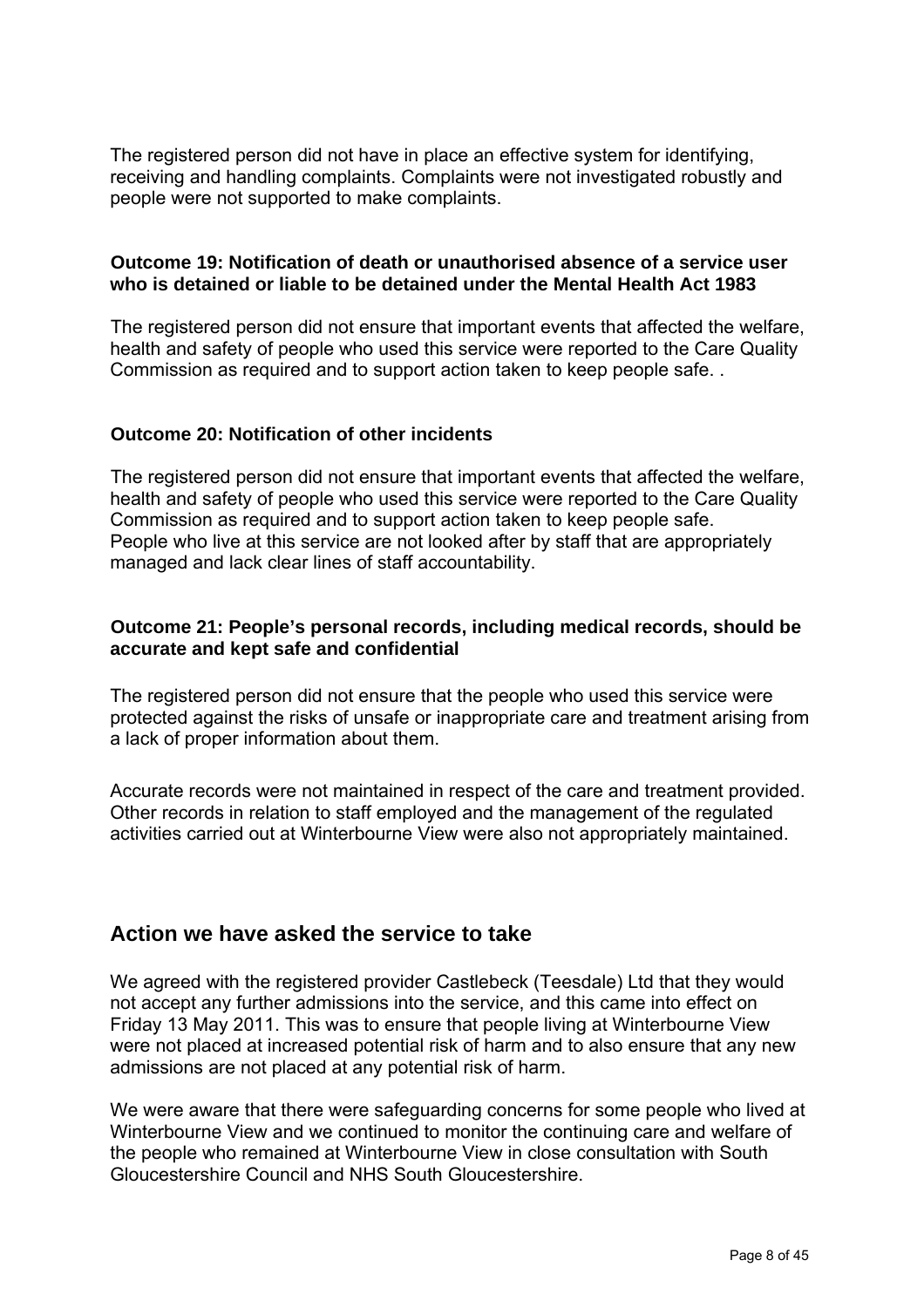The registered person did not have in place an effective system for identifying, receiving and handling complaints. Complaints were not investigated robustly and people were not supported to make complaints.

**Outcome 19: Notification of death or unauthorised absence of a service user who is detained or liable to be detained under the Mental Health Act 1983**

The registered person did not ensure that important events that affected the welfare, health and safety of people who used this service were reported to the Care Quality Commission as required and to support action taken to keep people safe. .

**Outcome 20: Notification of other incidents**

The registered person did not ensure that important events that affected the welfare, health and safety of people who used this service were reported to the Care Quality Commission as required and to support action taken to keep people safe.
People who live at this service are not looked after by staff that are appropriately managed and lack clear lines of staff accountability.

**Outcome 21: People's personal records, including medical records, should be accurate and kept safe and confidential**

The registered person did not ensure that the people who used this service were protected against the risks of unsafe or inappropriate care and treatment arising from a lack of proper information about them.

Accurate records were not maintained in respect of the care and treatment provided. Other records in relation to staff employed and the management of the regulated activities carried out at Winterbourne View were also not appropriately maintained.

## Action we have asked the service to take

We agreed with the registered provider Castlebeck (Teesdale) Ltd that they would not accept any further admissions into the service, and this came into effect on Friday 13 May 2011. This was to ensure that people living at Winterbourne View were not placed at increased potential risk of harm and to also ensure that any new admissions are not placed at any potential risk of harm.

We were aware that there were safeguarding concerns for some people who lived at Winterbourne View and we continued to monitor the continuing care and welfare of the people who remained at Winterbourne View in close consultation with South Gloucestershire Council and NHS South Gloucestershire.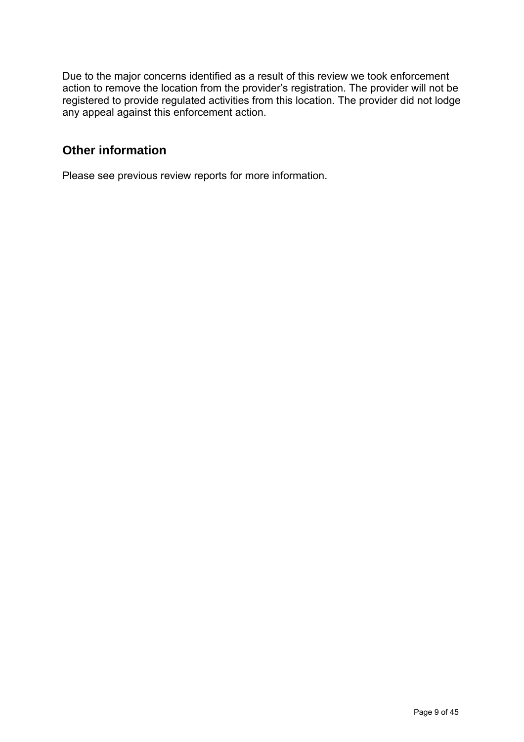Due to the major concerns identified as a result of this review we took enforcement action to remove the location from the provider’s registration. The provider will not be registered to provide regulated activities from this location. The provider did not lodge any appeal against this enforcement action.

## Other information

Please see previous review reports for more information.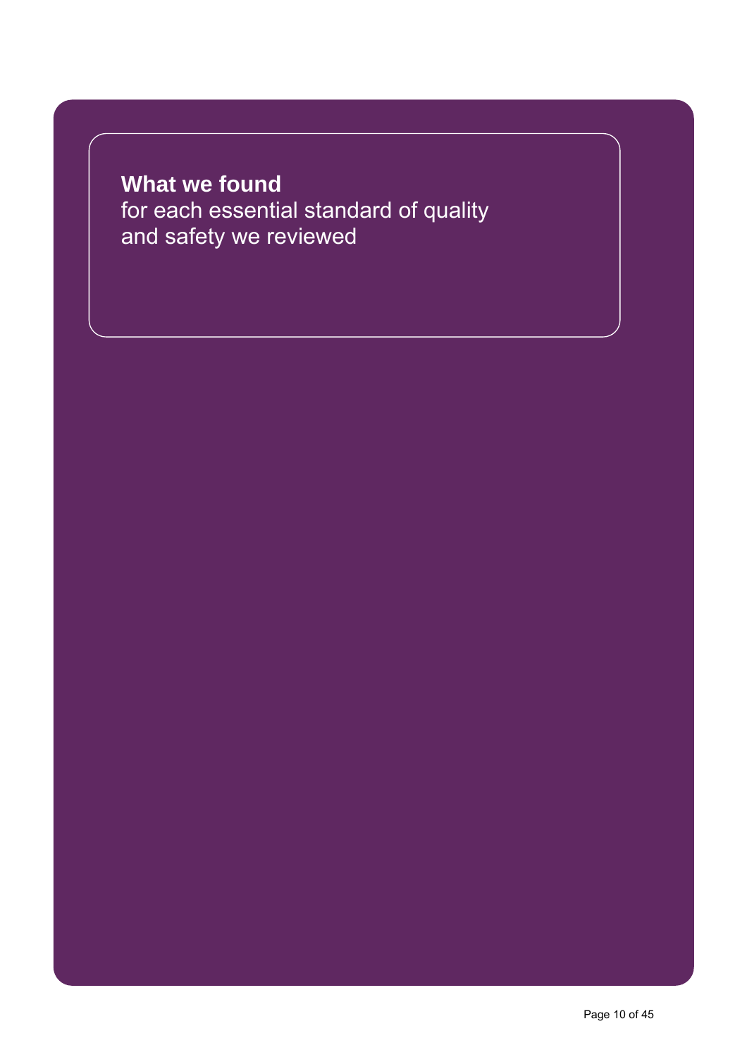## What we found

for each essential standard of quality and safety we reviewed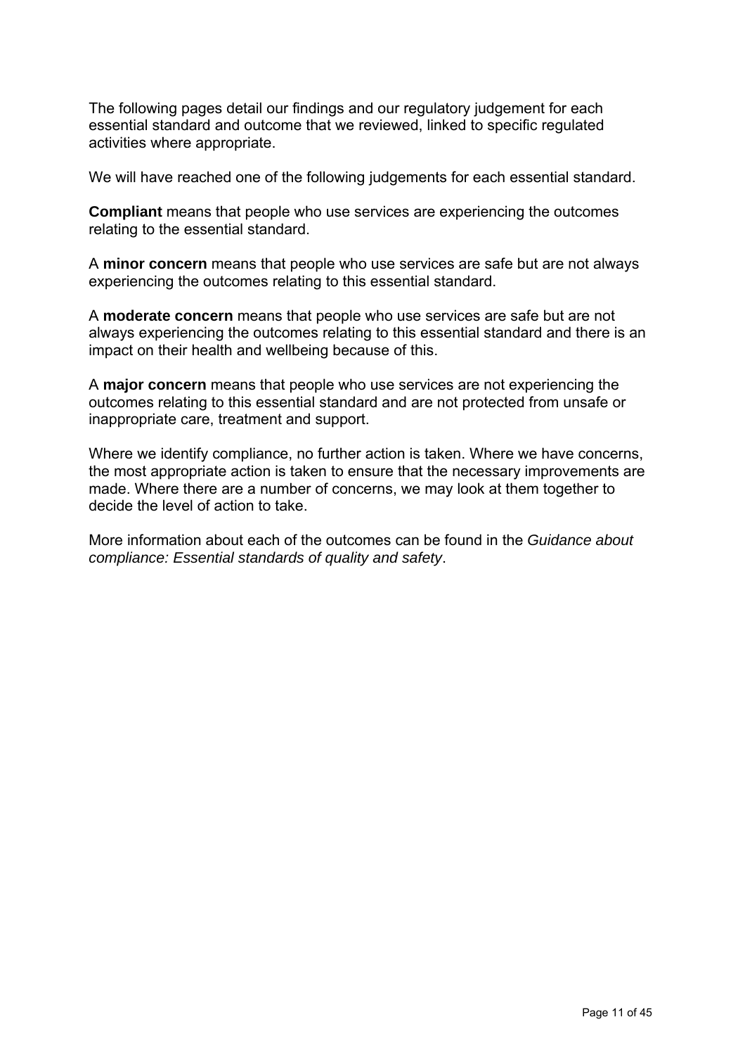The following pages detail our findings and our regulatory judgement for each essential standard and outcome that we reviewed, linked to specific regulated activities where appropriate.

We will have reached one of the following judgements for each essential standard.

**Compliant** means that people who use services are experiencing the outcomes relating to the essential standard.

A **minor concern** means that people who use services are safe but are not always experiencing the outcomes relating to this essential standard.

A **moderate concern** means that people who use services are safe but are not always experiencing the outcomes relating to this essential standard and there is an impact on their health and wellbeing because of this.

A **major concern** means that people who use services are not experiencing the outcomes relating to this essential standard and are not protected from unsafe or inappropriate care, treatment and support.

Where we identify compliance, no further action is taken. Where we have concerns, the most appropriate action is taken to ensure that the necessary improvements are made. Where there are a number of concerns, we may look at them together to decide the level of action to take.

More information about each of the outcomes can be found in the *Guidance about compliance: Essential standards of quality and safety*.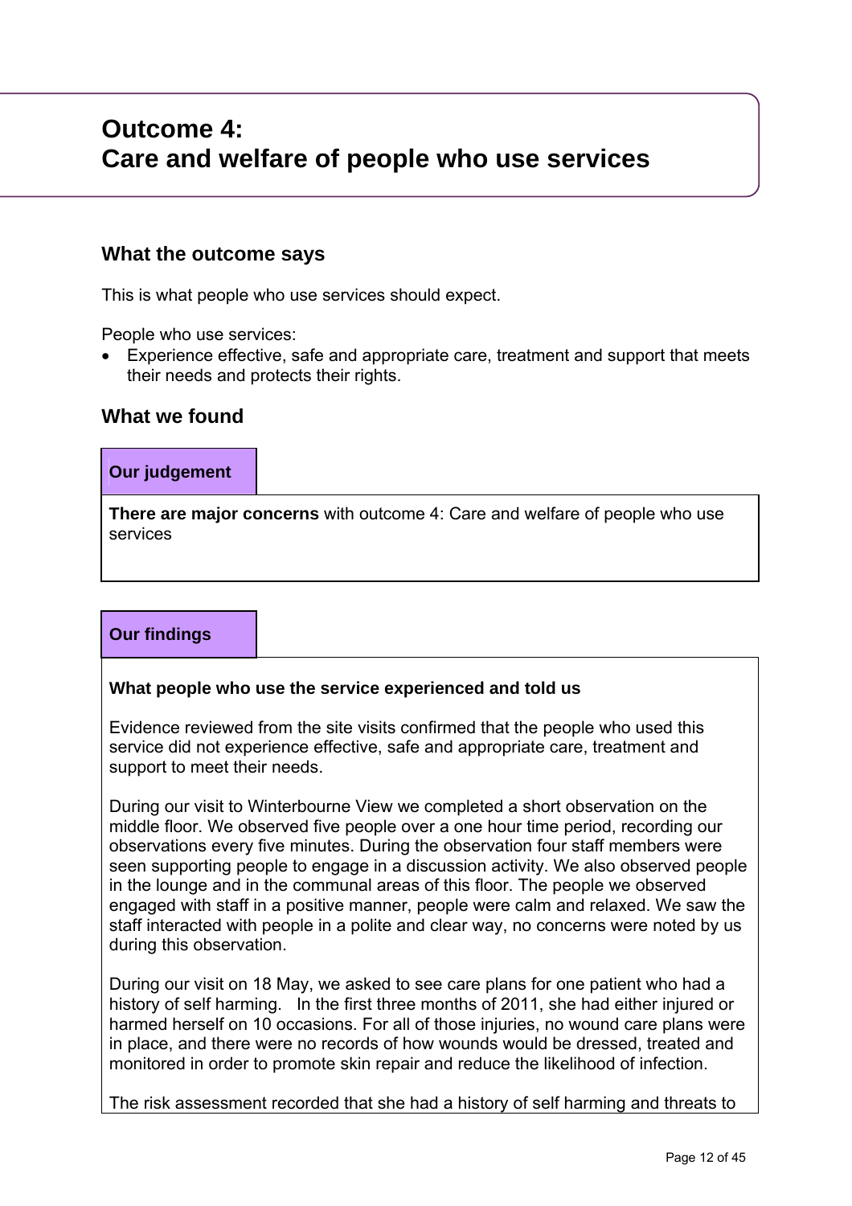# Outcome 4:
# Care and welfare of people who use services

## What the outcome says

This is what people who use services should expect.

People who use services:

- Experience effective, safe and appropriate care, treatment and support that meets their needs and protects their rights.

## What we found

### Our judgement

**There are major concerns** with outcome 4: Care and welfare of people who use services

### Our findings

**What people who use the service experienced and told us**

Evidence reviewed from the site visits confirmed that the people who used this service did not experience effective, safe and appropriate care, treatment and support to meet their needs.

During our visit to Winterbourne View we completed a short observation on the middle floor. We observed five people over a one hour time period, recording our observations every five minutes. During the observation four staff members were seen supporting people to engage in a discussion activity. We also observed people in the lounge and in the communal areas of this floor. The people we observed engaged with staff in a positive manner, people were calm and relaxed. We saw the staff interacted with people in a polite and clear way, no concerns were noted by us during this observation.

During our visit on 18 May, we asked to see care plans for one patient who had a history of self harming. In the first three months of 2011, she had either injured or harmed herself on 10 occasions. For all of those injuries, no wound care plans were in place, and there were no records of how wounds would be dressed, treated and monitored in order to promote skin repair and reduce the likelihood of infection.

The risk assessment recorded that she had a history of self harming and threats to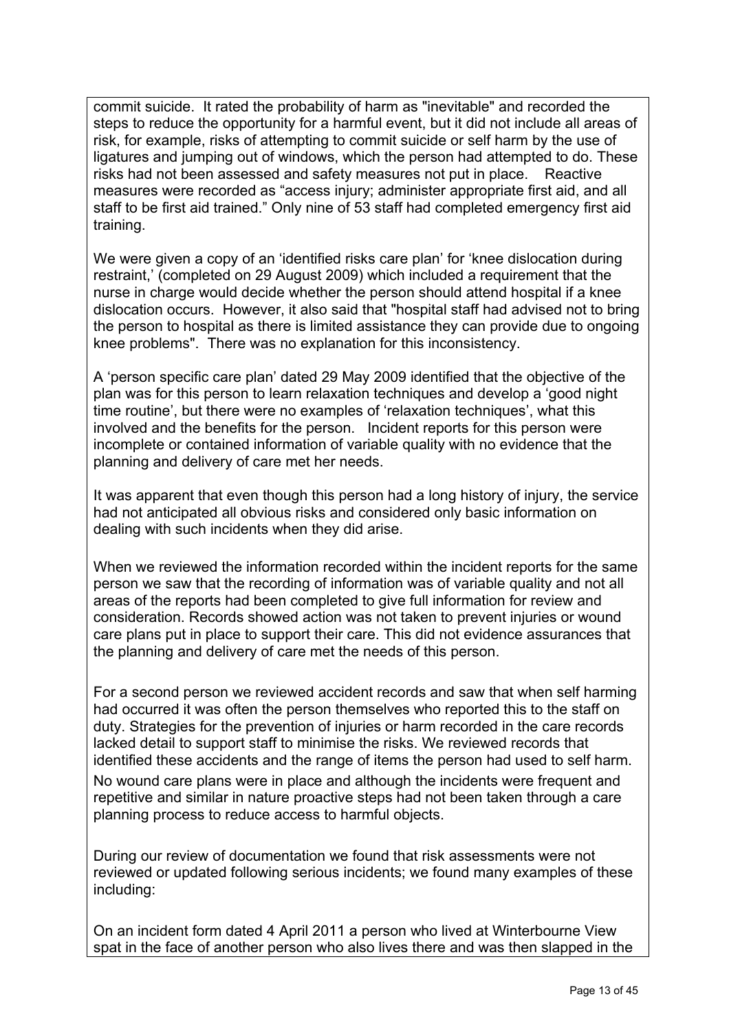commit suicide. It rated the probability of harm as "inevitable" and recorded the steps to reduce the opportunity for a harmful event, but it did not include all areas of risk, for example, risks of attempting to commit suicide or self harm by the use of ligatures and jumping out of windows, which the person had attempted to do. These risks had not been assessed and safety measures not put in place. Reactive measures were recorded as "access injury; administer appropriate first aid, and all staff to be first aid trained." Only nine of 53 staff had completed emergency first aid training.

We were given a copy of an 'identified risks care plan' for 'knee dislocation during restraint,' (completed on 29 August 2009) which included a requirement that the nurse in charge would decide whether the person should attend hospital if a knee dislocation occurs. However, it also said that "hospital staff had advised not to bring the person to hospital as there is limited assistance they can provide due to ongoing knee problems". There was no explanation for this inconsistency.

A 'person specific care plan' dated 29 May 2009 identified that the objective of the plan was for this person to learn relaxation techniques and develop a 'good night time routine', but there were no examples of 'relaxation techniques', what this involved and the benefits for the person. Incident reports for this person were incomplete or contained information of variable quality with no evidence that the planning and delivery of care met her needs.

It was apparent that even though this person had a long history of injury, the service had not anticipated all obvious risks and considered only basic information on dealing with such incidents when they did arise.

When we reviewed the information recorded within the incident reports for the same person we saw that the recording of information was of variable quality and not all areas of the reports had been completed to give full information for review and consideration. Records showed action was not taken to prevent injuries or wound care plans put in place to support their care. This did not evidence assurances that the planning and delivery of care met the needs of this person.

For a second person we reviewed accident records and saw that when self harming had occurred it was often the person themselves who reported this to the staff on duty. Strategies for the prevention of injuries or harm recorded in the care records lacked detail to support staff to minimise the risks. We reviewed records that identified these accidents and the range of items the person had used to self harm. No wound care plans were in place and although the incidents were frequent and repetitive and similar in nature proactive steps had not been taken through a care planning process to reduce access to harmful objects.

During our review of documentation we found that risk assessments were not reviewed or updated following serious incidents; we found many examples of these including:

On an incident form dated 4 April 2011 a person who lived at Winterbourne View spat in the face of another person who also lives there and was then slapped in the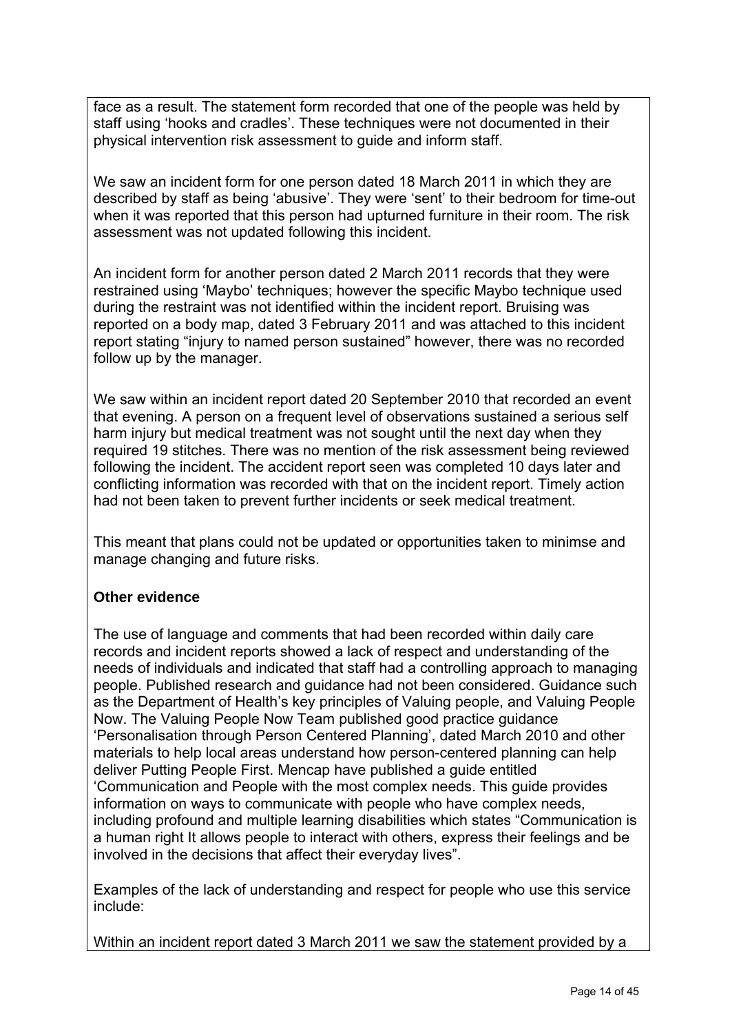face as a result. The statement form recorded that one of the people was held by staff using 'hooks and cradles'. These techniques were not documented in their physical intervention risk assessment to guide and inform staff.

We saw an incident form for one person dated 18 March 2011 in which they are described by staff as being 'abusive'. They were 'sent' to their bedroom for time-out when it was reported that this person had upturned furniture in their room. The risk assessment was not updated following this incident.

An incident form for another person dated 2 March 2011 records that they were restrained using 'Maybo' techniques; however the specific Maybo technique used during the restraint was not identified within the incident report. Bruising was reported on a body map, dated 3 February 2011 and was attached to this incident report stating "injury to named person sustained" however, there was no recorded follow up by the manager.

We saw within an incident report dated 20 September 2010 that recorded an event that evening. A person on a frequent level of observations sustained a serious self harm injury but medical treatment was not sought until the next day when they required 19 stitches. There was no mention of the risk assessment being reviewed following the incident. The accident report seen was completed 10 days later and conflicting information was recorded with that on the incident report. Timely action had not been taken to prevent further incidents or seek medical treatment.

This meant that plans could not be updated or opportunities taken to minimse and manage changing and future risks.

**Other evidence**

The use of language and comments that had been recorded within daily care records and incident reports showed a lack of respect and understanding of the needs of individuals and indicated that staff had a controlling approach to managing people. Published research and guidance had not been considered. Guidance such as the Department of Health's key principles of Valuing people, and Valuing People Now. The Valuing People Now Team published good practice guidance 'Personalisation through Person Centered Planning', dated March 2010 and other materials to help local areas understand how person-centered planning can help deliver Putting People First. Mencap have published a guide entitled 'Communication and People with the most complex needs. This guide provides information on ways to communicate with people who have complex needs, including profound and multiple learning disabilities which states "Communication is a human right It allows people to interact with others, express their feelings and be involved in the decisions that affect their everyday lives".

Examples of the lack of understanding and respect for people who use this service include:

Within an incident report dated 3 March 2011 we saw the statement provided by a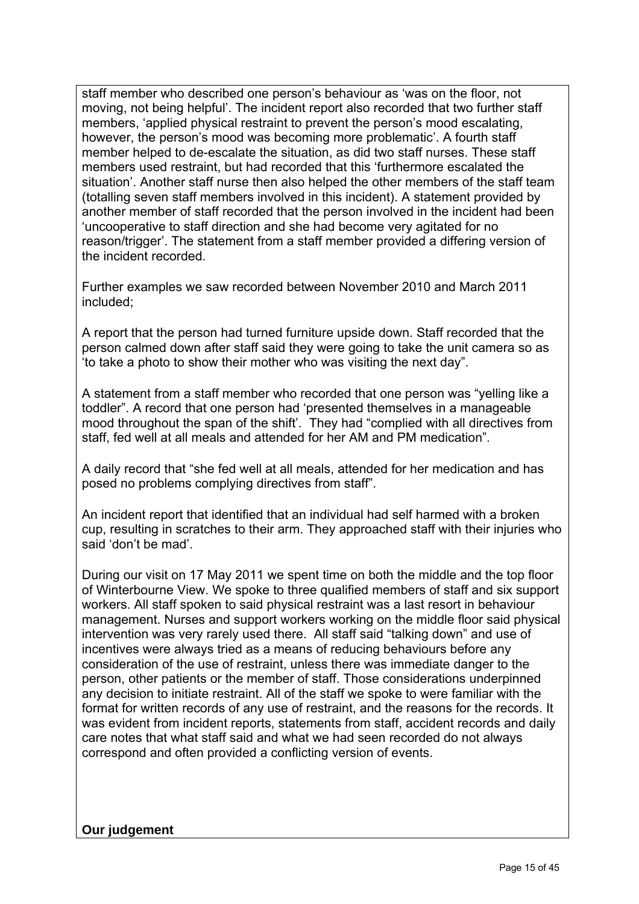staff member who described one person's behaviour as 'was on the floor, not moving, not being helpful'. The incident report also recorded that two further staff members, 'applied physical restraint to prevent the person's mood escalating, however, the person's mood was becoming more problematic'. A fourth staff member helped to de-escalate the situation, as did two staff nurses. These staff members used restraint, but had recorded that this 'furthermore escalated the situation'. Another staff nurse then also helped the other members of the staff team (totalling seven staff members involved in this incident). A statement provided by another member of staff recorded that the person involved in the incident had been 'uncooperative to staff direction and she had become very agitated for no reason/trigger'. The statement from a staff member provided a differing version of the incident recorded.

Further examples we saw recorded between November 2010 and March 2011 included;

A report that the person had turned furniture upside down. Staff recorded that the person calmed down after staff said they were going to take the unit camera so as 'to take a photo to show their mother who was visiting the next day".

A statement from a staff member who recorded that one person was "yelling like a toddler". A record that one person had 'presented themselves in a manageable mood throughout the span of the shift'. They had "complied with all directives from staff, fed well at all meals and attended for her AM and PM medication".

A daily record that "she fed well at all meals, attended for her medication and has posed no problems complying directives from staff".

An incident report that identified that an individual had self harmed with a broken cup, resulting in scratches to their arm. They approached staff with their injuries who said 'don't be mad'.

During our visit on 17 May 2011 we spent time on both the middle and the top floor of Winterbourne View. We spoke to three qualified members of staff and six support workers. All staff spoken to said physical restraint was a last resort in behaviour management. Nurses and support workers working on the middle floor said physical intervention was very rarely used there. All staff said "talking down" and use of incentives were always tried as a means of reducing behaviours before any consideration of the use of restraint, unless there was immediate danger to the person, other patients or the member of staff. Those considerations underpinned any decision to initiate restraint. All of the staff we spoke to were familiar with the format for written records of any use of restraint, and the reasons for the records. It was evident from incident reports, statements from staff, accident records and daily care notes that what staff said and what we had seen recorded do not always correspond and often provided a conflicting version of events.

**Our judgement**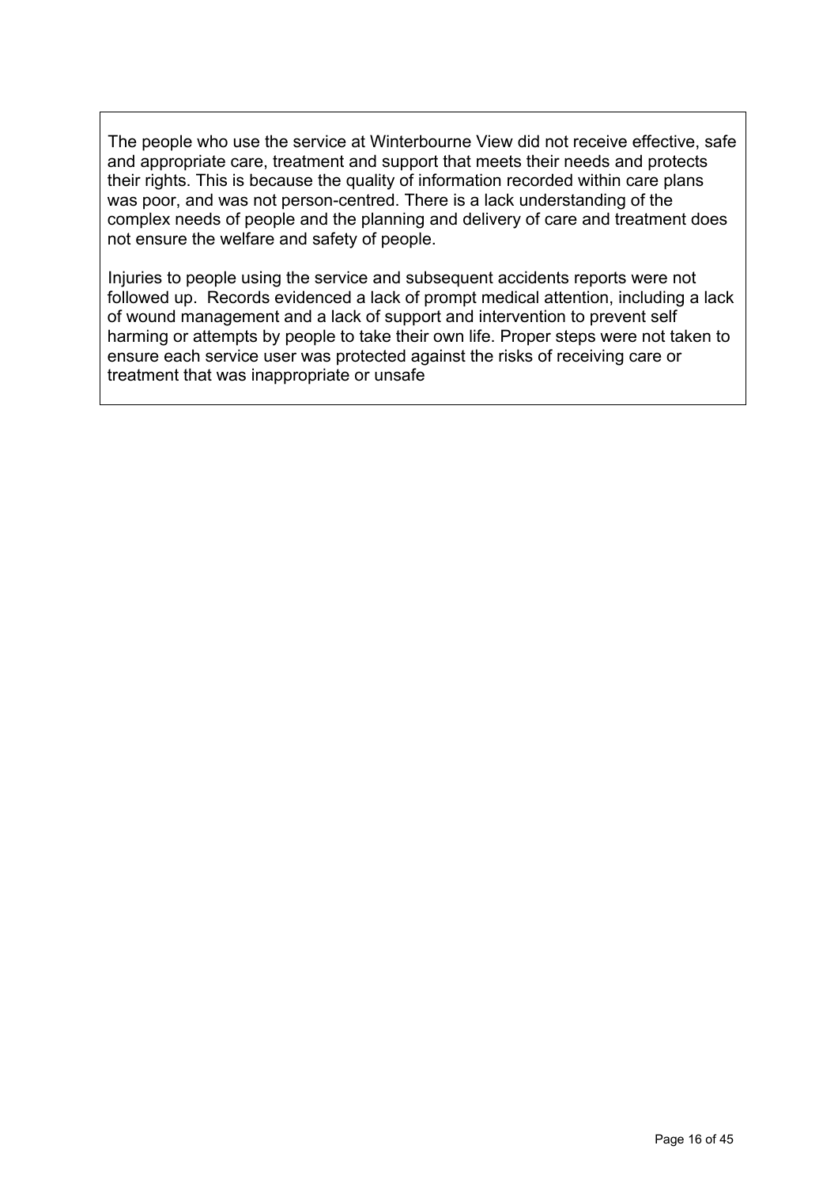The people who use the service at Winterbourne View did not receive effective, safe and appropriate care, treatment and support that meets their needs and protects their rights. This is because the quality of information recorded within care plans was poor, and was not person-centred. There is a lack understanding of the complex needs of people and the planning and delivery of care and treatment does not ensure the welfare and safety of people.

Injuries to people using the service and subsequent accidents reports were not followed up. Records evidenced a lack of prompt medical attention, including a lack of wound management and a lack of support and intervention to prevent self harming or attempts by people to take their own life. Proper steps were not taken to ensure each service user was protected against the risks of receiving care or treatment that was inappropriate or unsafe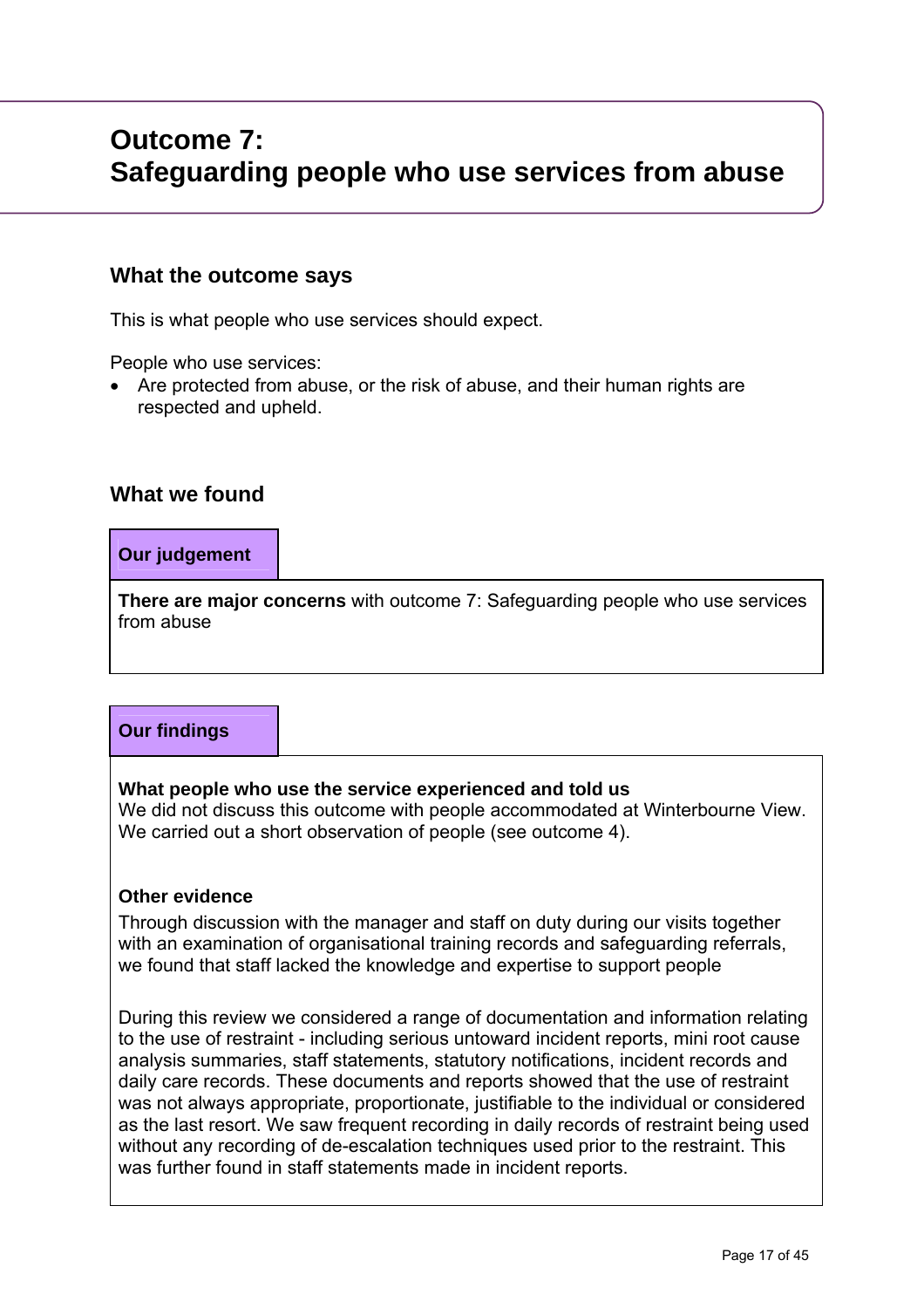# Outcome 7:
# Safeguarding people who use services from abuse

## What the outcome says

This is what people who use services should expect.

People who use services:

- Are protected from abuse, or the risk of abuse, and their human rights are respected and upheld.

## What we found

### Our judgement

**There are major concerns** with outcome 7: Safeguarding people who use services from abuse

### Our findings

**What people who use the service experienced and told us**

We did not discuss this outcome with people accommodated at Winterbourne View. We carried out a short observation of people (see outcome 4).

**Other evidence**

Through discussion with the manager and staff on duty during our visits together with an examination of organisational training records and safeguarding referrals, we found that staff lacked the knowledge and expertise to support people

During this review we considered a range of documentation and information relating to the use of restraint - including serious untoward incident reports, mini root cause analysis summaries, staff statements, statutory notifications, incident records and daily care records. These documents and reports showed that the use of restraint was not always appropriate, proportionate, justifiable to the individual or considered as the last resort. We saw frequent recording in daily records of restraint being used without any recording of de-escalation techniques used prior to the restraint. This was further found in staff statements made in incident reports.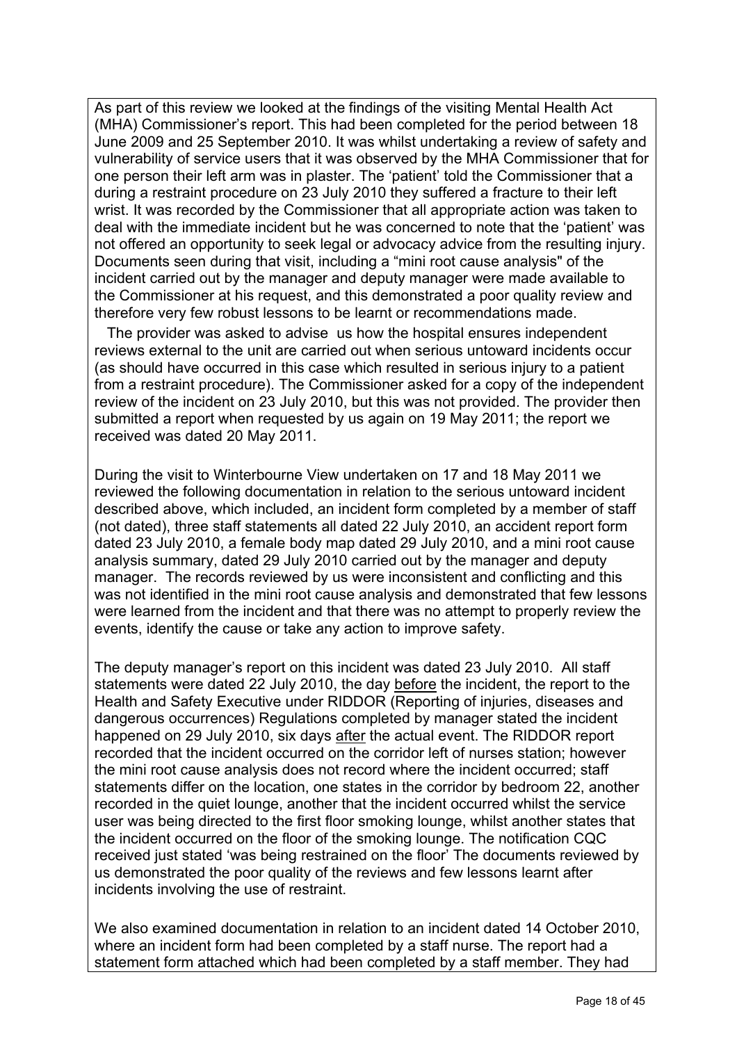As part of this review we looked at the findings of the visiting Mental Health Act (MHA) Commissioner's report. This had been completed for the period between 18 June 2009 and 25 September 2010. It was whilst undertaking a review of safety and vulnerability of service users that it was observed by the MHA Commissioner that for one person their left arm was in plaster. The 'patient' told the Commissioner that a during a restraint procedure on 23 July 2010 they suffered a fracture to their left wrist. It was recorded by the Commissioner that all appropriate action was taken to deal with the immediate incident but he was concerned to note that the 'patient' was not offered an opportunity to seek legal or advocacy advice from the resulting injury. Documents seen during that visit, including a "mini root cause analysis" of the incident carried out by the manager and deputy manager were made available to the Commissioner at his request, and this demonstrated a poor quality review and therefore very few robust lessons to be learnt or recommendations made.

The provider was asked to advise us how the hospital ensures independent reviews external to the unit are carried out when serious untoward incidents occur (as should have occurred in this case which resulted in serious injury to a patient from a restraint procedure). The Commissioner asked for a copy of the independent review of the incident on 23 July 2010, but this was not provided. The provider then submitted a report when requested by us again on 19 May 2011; the report we received was dated 20 May 2011.

During the visit to Winterbourne View undertaken on 17 and 18 May 2011 we reviewed the following documentation in relation to the serious untoward incident described above, which included, an incident form completed by a member of staff (not dated), three staff statements all dated 22 July 2010, an accident report form dated 23 July 2010, a female body map dated 29 July 2010, and a mini root cause analysis summary, dated 29 July 2010 carried out by the manager and deputy manager. The records reviewed by us were inconsistent and conflicting and this was not identified in the mini root cause analysis and demonstrated that few lessons were learned from the incident and that there was no attempt to properly review the events, identify the cause or take any action to improve safety.

The deputy manager's report on this incident was dated 23 July 2010. All staff statements were dated 22 July 2010, the day <u>before</u> the incident, the report to the Health and Safety Executive under RIDDOR (Reporting of injuries, diseases and dangerous occurrences) Regulations completed by manager stated the incident happened on 29 July 2010, six days <u>after</u> the actual event. The RIDDOR report recorded that the incident occurred on the corridor left of nurses station; however the mini root cause analysis does not record where the incident occurred; staff statements differ on the location, one states in the corridor by bedroom 22, another recorded in the quiet lounge, another that the incident occurred whilst the service user was being directed to the first floor smoking lounge, whilst another states that the incident occurred on the floor of the smoking lounge. The notification CQC received just stated 'was being restrained on the floor' The documents reviewed by us demonstrated the poor quality of the reviews and few lessons learnt after incidents involving the use of restraint.

We also examined documentation in relation to an incident dated 14 October 2010, where an incident form had been completed by a staff nurse. The report had a statement form attached which had been completed by a staff member. They had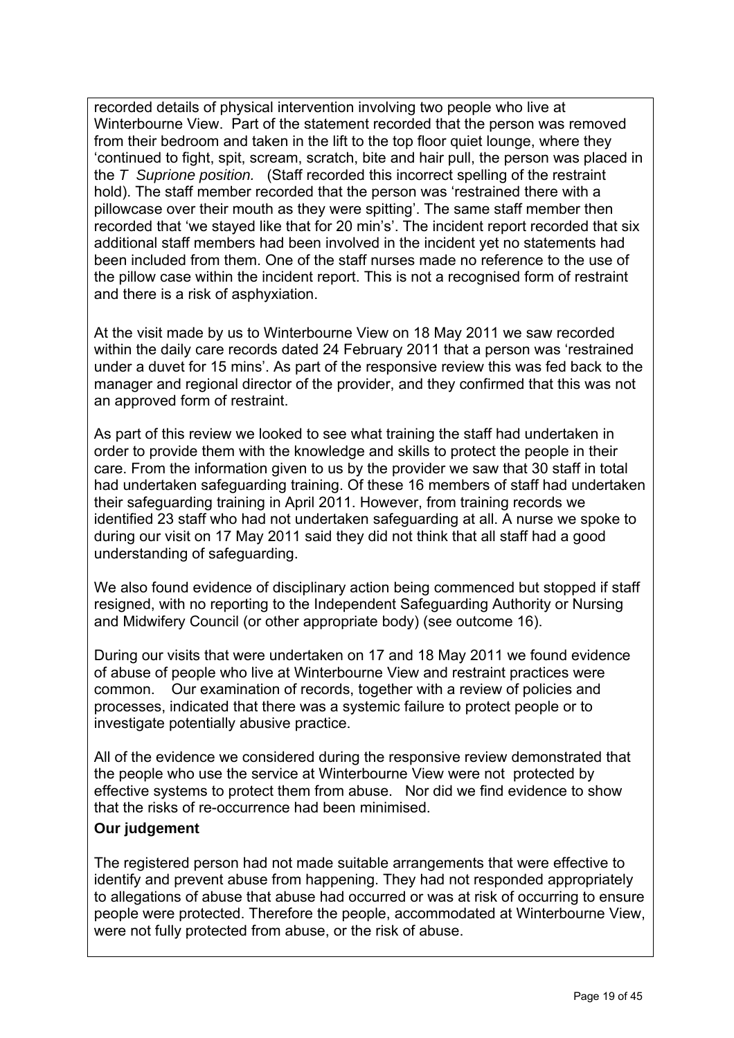recorded details of physical intervention involving two people who live at Winterbourne View. Part of the statement recorded that the person was removed from their bedroom and taken in the lift to the top floor quiet lounge, where they 'continued to fight, spit, scream, scratch, bite and hair pull, the person was placed in the *T Suprione position.* (Staff recorded this incorrect spelling of the restraint hold). The staff member recorded that the person was 'restrained there with a pillowcase over their mouth as they were spitting'. The same staff member then recorded that 'we stayed like that for 20 min's'. The incident report recorded that six additional staff members had been involved in the incident yet no statements had been included from them. One of the staff nurses made no reference to the use of the pillow case within the incident report. This is not a recognised form of restraint and there is a risk of asphyxiation.

At the visit made by us to Winterbourne View on 18 May 2011 we saw recorded within the daily care records dated 24 February 2011 that a person was 'restrained under a duvet for 15 mins'. As part of the responsive review this was fed back to the manager and regional director of the provider, and they confirmed that this was not an approved form of restraint.

As part of this review we looked to see what training the staff had undertaken in order to provide them with the knowledge and skills to protect the people in their care. From the information given to us by the provider we saw that 30 staff in total had undertaken safeguarding training. Of these 16 members of staff had undertaken their safeguarding training in April 2011. However, from training records we identified 23 staff who had not undertaken safeguarding at all. A nurse we spoke to during our visit on 17 May 2011 said they did not think that all staff had a good understanding of safeguarding.

We also found evidence of disciplinary action being commenced but stopped if staff resigned, with no reporting to the Independent Safeguarding Authority or Nursing and Midwifery Council (or other appropriate body) (see outcome 16).

During our visits that were undertaken on 17 and 18 May 2011 we found evidence of abuse of people who live at Winterbourne View and restraint practices were common. Our examination of records, together with a review of policies and processes, indicated that there was a systemic failure to protect people or to investigate potentially abusive practice.

All of the evidence we considered during the responsive review demonstrated that the people who use the service at Winterbourne View were not protected by effective systems to protect them from abuse. Nor did we find evidence to show that the risks of re-occurrence had been minimised.

**Our judgement**

The registered person had not made suitable arrangements that were effective to identify and prevent abuse from happening. They had not responded appropriately to allegations of abuse that abuse had occurred or was at risk of occurring to ensure people were protected. Therefore the people, accommodated at Winterbourne View, were not fully protected from abuse, or the risk of abuse.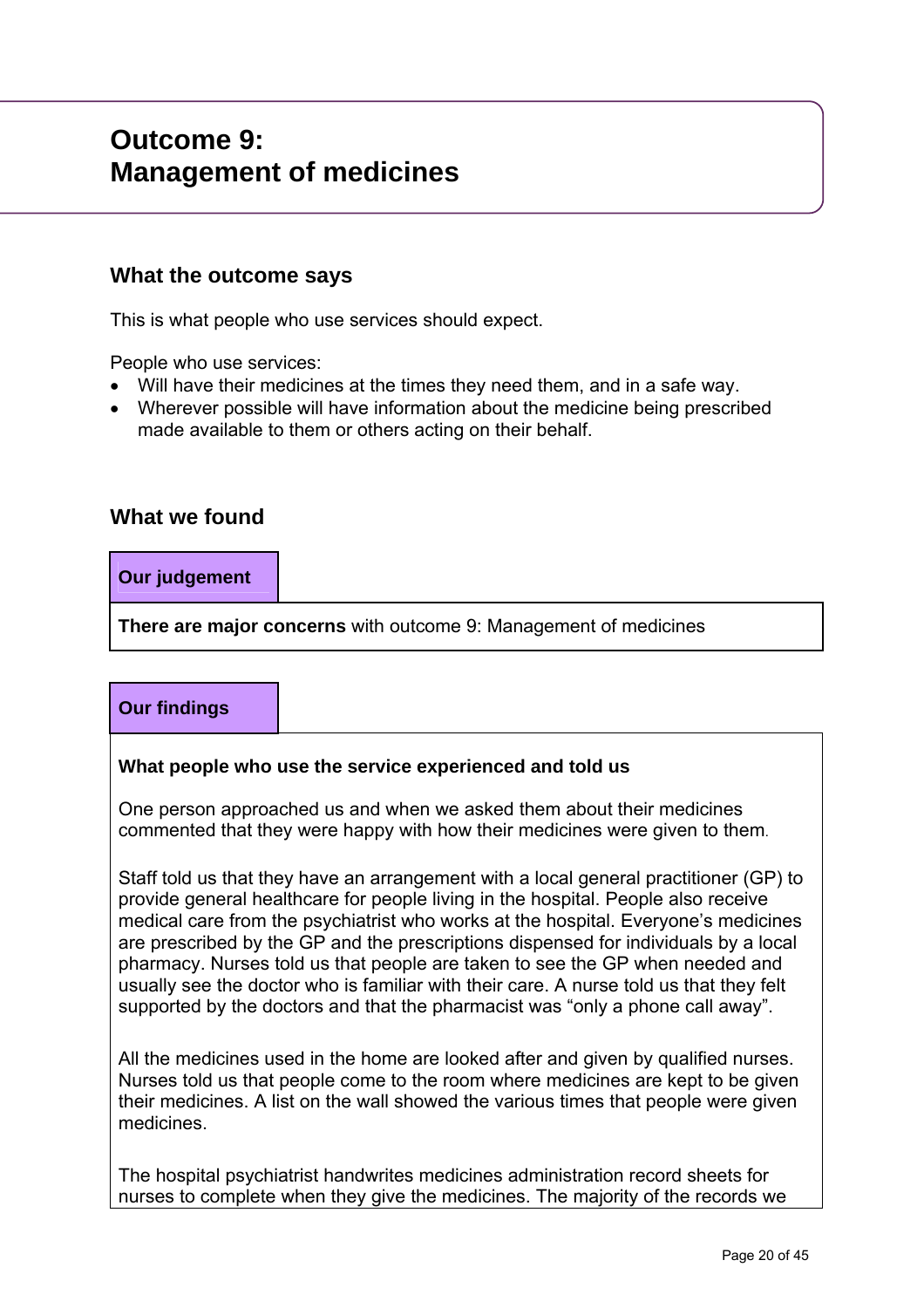# Outcome 9:
# Management of medicines

## What the outcome says

This is what people who use services should expect.

People who use services:

- Will have their medicines at the times they need them, and in a safe way.
- Wherever possible will have information about the medicine being prescribed made available to them or others acting on their behalf.

## What we found

### Our judgement

**There are major concerns** with outcome 9: Management of medicines

### Our findings

**What people who use the service experienced and told us**

One person approached us and when we asked them about their medicines commented that they were happy with how their medicines were given to them.

Staff told us that they have an arrangement with a local general practitioner (GP) to provide general healthcare for people living in the hospital. People also receive medical care from the psychiatrist who works at the hospital. Everyone's medicines are prescribed by the GP and the prescriptions dispensed for individuals by a local pharmacy. Nurses told us that people are taken to see the GP when needed and usually see the doctor who is familiar with their care. A nurse told us that they felt supported by the doctors and that the pharmacist was "only a phone call away".

All the medicines used in the home are looked after and given by qualified nurses. Nurses told us that people come to the room where medicines are kept to be given their medicines. A list on the wall showed the various times that people were given medicines.

The hospital psychiatrist handwrites medicines administration record sheets for nurses to complete when they give the medicines. The majority of the records we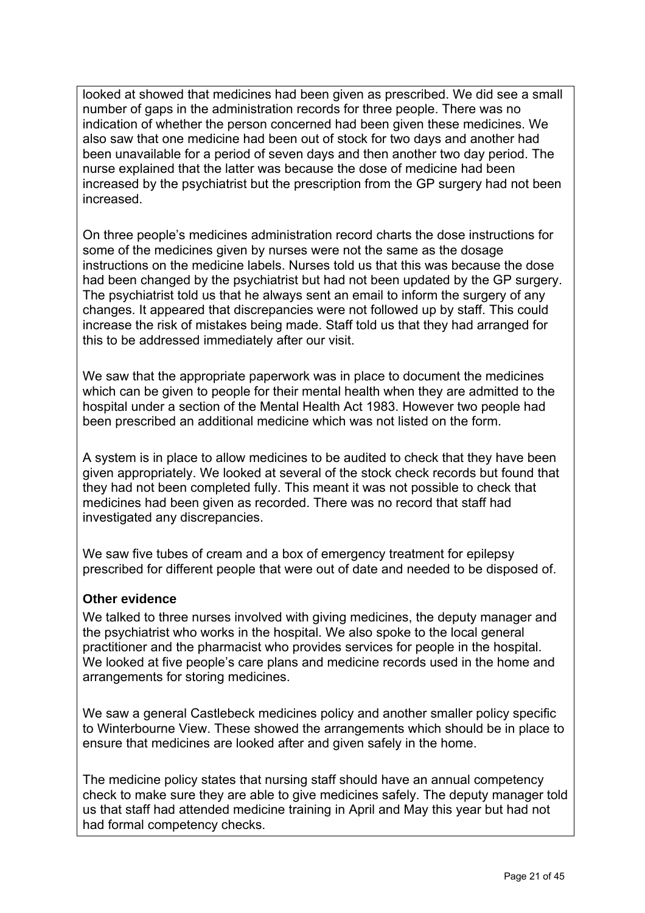looked at showed that medicines had been given as prescribed. We did see a small number of gaps in the administration records for three people. There was no indication of whether the person concerned had been given these medicines. We also saw that one medicine had been out of stock for two days and another had been unavailable for a period of seven days and then another two day period. The nurse explained that the latter was because the dose of medicine had been increased by the psychiatrist but the prescription from the GP surgery had not been increased.

On three people's medicines administration record charts the dose instructions for some of the medicines given by nurses were not the same as the dosage instructions on the medicine labels. Nurses told us that this was because the dose had been changed by the psychiatrist but had not been updated by the GP surgery. The psychiatrist told us that he always sent an email to inform the surgery of any changes. It appeared that discrepancies were not followed up by staff. This could increase the risk of mistakes being made. Staff told us that they had arranged for this to be addressed immediately after our visit.

We saw that the appropriate paperwork was in place to document the medicines which can be given to people for their mental health when they are admitted to the hospital under a section of the Mental Health Act 1983. However two people had been prescribed an additional medicine which was not listed on the form.

A system is in place to allow medicines to be audited to check that they have been given appropriately. We looked at several of the stock check records but found that they had not been completed fully. This meant it was not possible to check that medicines had been given as recorded. There was no record that staff had investigated any discrepancies.

We saw five tubes of cream and a box of emergency treatment for epilepsy prescribed for different people that were out of date and needed to be disposed of.

**Other evidence**

We talked to three nurses involved with giving medicines, the deputy manager and the psychiatrist who works in the hospital. We also spoke to the local general practitioner and the pharmacist who provides services for people in the hospital. We looked at five people's care plans and medicine records used in the home and arrangements for storing medicines.

We saw a general Castlebeck medicines policy and another smaller policy specific to Winterbourne View. These showed the arrangements which should be in place to ensure that medicines are looked after and given safely in the home.

The medicine policy states that nursing staff should have an annual competency check to make sure they are able to give medicines safely. The deputy manager told us that staff had attended medicine training in April and May this year but had not had formal competency checks.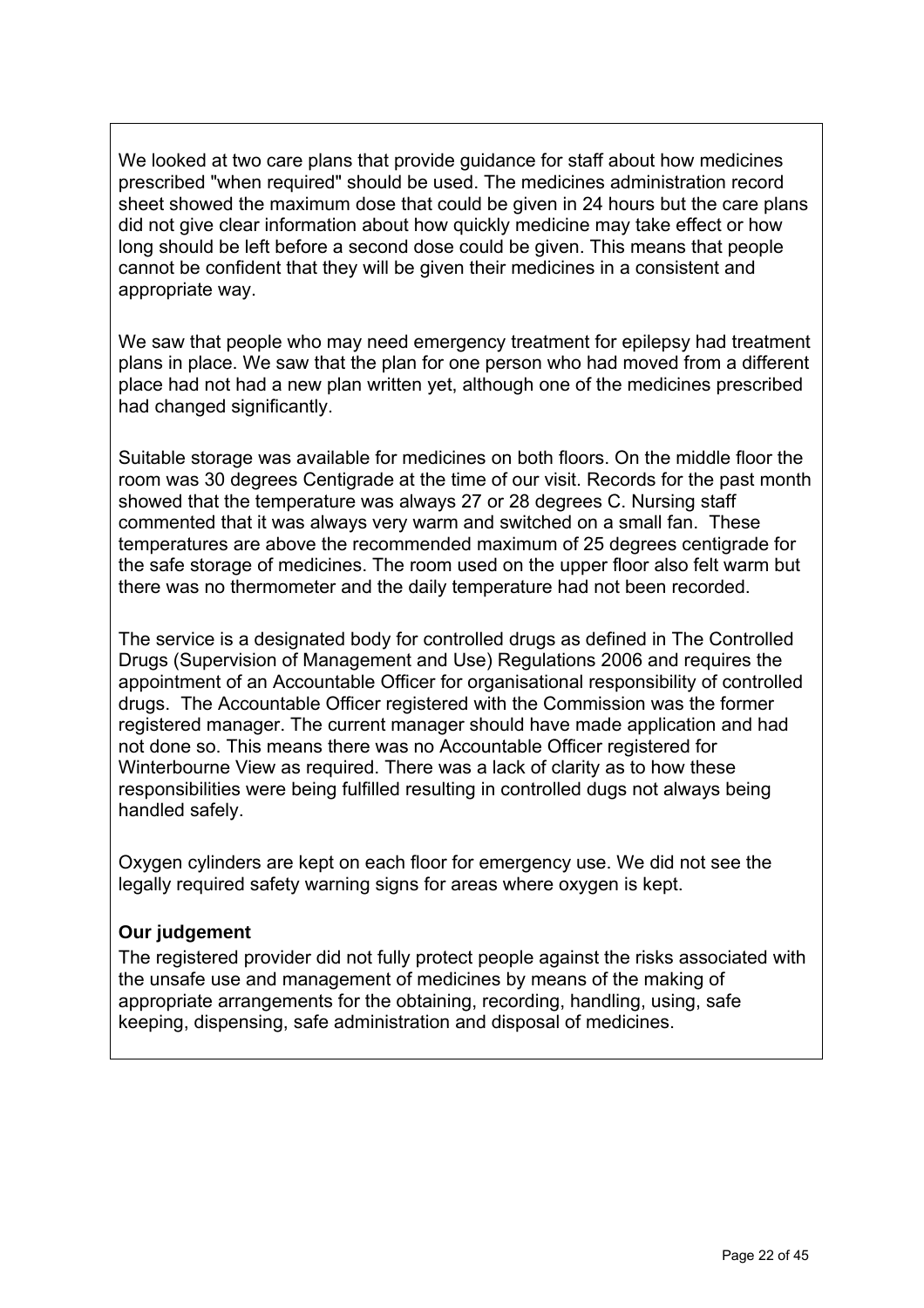We looked at two care plans that provide guidance for staff about how medicines prescribed "when required" should be used. The medicines administration record sheet showed the maximum dose that could be given in 24 hours but the care plans did not give clear information about how quickly medicine may take effect or how long should be left before a second dose could be given. This means that people cannot be confident that they will be given their medicines in a consistent and appropriate way.

We saw that people who may need emergency treatment for epilepsy had treatment plans in place. We saw that the plan for one person who had moved from a different place had not had a new plan written yet, although one of the medicines prescribed had changed significantly.

Suitable storage was available for medicines on both floors. On the middle floor the room was 30 degrees Centigrade at the time of our visit. Records for the past month showed that the temperature was always 27 or 28 degrees C. Nursing staff commented that it was always very warm and switched on a small fan. These temperatures are above the recommended maximum of 25 degrees centigrade for the safe storage of medicines. The room used on the upper floor also felt warm but there was no thermometer and the daily temperature had not been recorded.

The service is a designated body for controlled drugs as defined in The Controlled Drugs (Supervision of Management and Use) Regulations 2006 and requires the appointment of an Accountable Officer for organisational responsibility of controlled drugs. The Accountable Officer registered with the Commission was the former registered manager. The current manager should have made application and had not done so. This means there was no Accountable Officer registered for Winterbourne View as required. There was a lack of clarity as to how these responsibilities were being fulfilled resulting in controlled dugs not always being handled safely.

Oxygen cylinders are kept on each floor for emergency use. We did not see the legally required safety warning signs for areas where oxygen is kept.

**Our judgement**

The registered provider did not fully protect people against the risks associated with the unsafe use and management of medicines by means of the making of appropriate arrangements for the obtaining, recording, handling, using, safe keeping, dispensing, safe administration and disposal of medicines.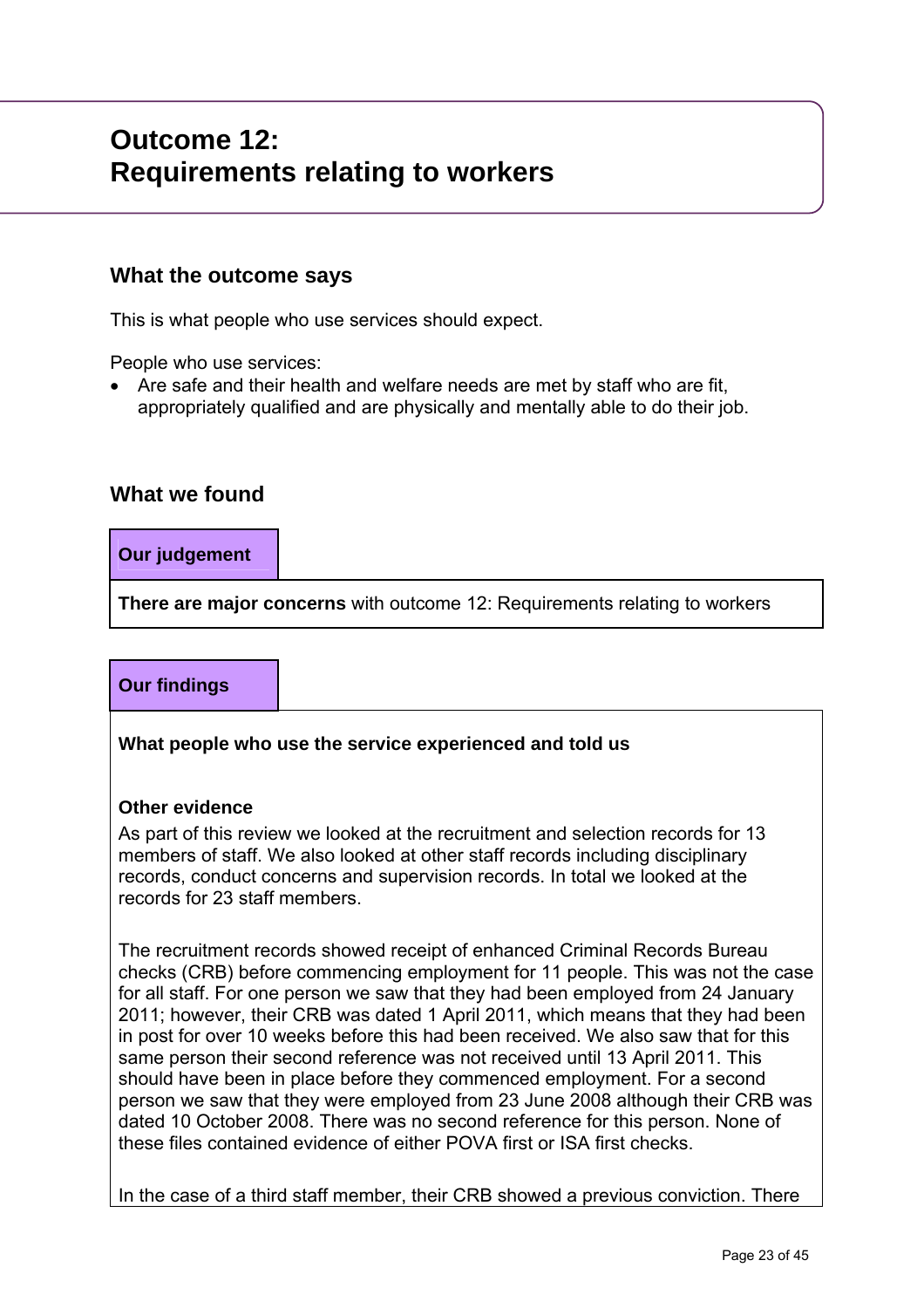# Outcome 12: Requirements relating to workers

## What the outcome says

This is what people who use services should expect.

People who use services:

- Are safe and their health and welfare needs are met by staff who are fit, appropriately qualified and are physically and mentally able to do their job.

## What we found

### Our judgement

**There are major concerns** with outcome 12: Requirements relating to workers

### Our findings

**What people who use the service experienced and told us**

**Other evidence**

As part of this review we looked at the recruitment and selection records for 13 members of staff. We also looked at other staff records including disciplinary records, conduct concerns and supervision records. In total we looked at the records for 23 staff members.

The recruitment records showed receipt of enhanced Criminal Records Bureau checks (CRB) before commencing employment for 11 people. This was not the case for all staff. For one person we saw that they had been employed from 24 January 2011; however, their CRB was dated 1 April 2011, which means that they had been in post for over 10 weeks before this had been received. We also saw that for this same person their second reference was not received until 13 April 2011. This should have been in place before they commenced employment. For a second person we saw that they were employed from 23 June 2008 although their CRB was dated 10 October 2008. There was no second reference for this person. None of these files contained evidence of either POVA first or ISA first checks.

In the case of a third staff member, their CRB showed a previous conviction. There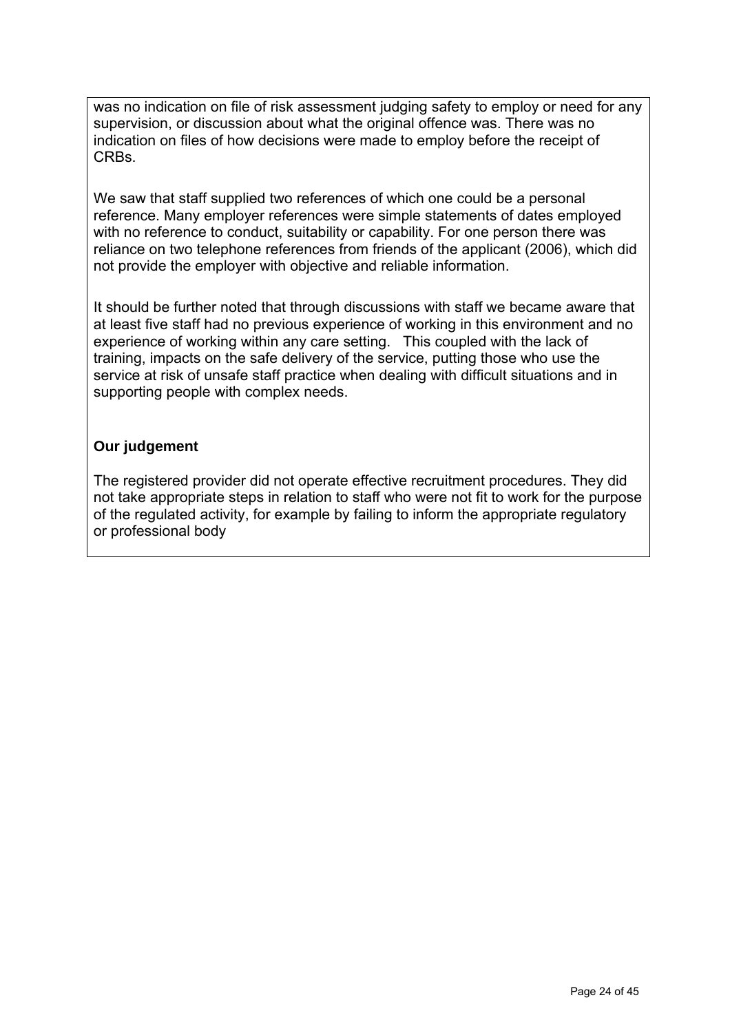was no indication on file of risk assessment judging safety to employ or need for any supervision, or discussion about what the original offence was. There was no indication on files of how decisions were made to employ before the receipt of CRBs.

We saw that staff supplied two references of which one could be a personal reference. Many employer references were simple statements of dates employed with no reference to conduct, suitability or capability. For one person there was reliance on two telephone references from friends of the applicant (2006), which did not provide the employer with objective and reliable information.

It should be further noted that through discussions with staff we became aware that at least five staff had no previous experience of working in this environment and no experience of working within any care setting. This coupled with the lack of training, impacts on the safe delivery of the service, putting those who use the service at risk of unsafe staff practice when dealing with difficult situations and in supporting people with complex needs.

**Our judgement**

The registered provider did not operate effective recruitment procedures. They did not take appropriate steps in relation to staff who were not fit to work for the purpose of the regulated activity, for example by failing to inform the appropriate regulatory or professional body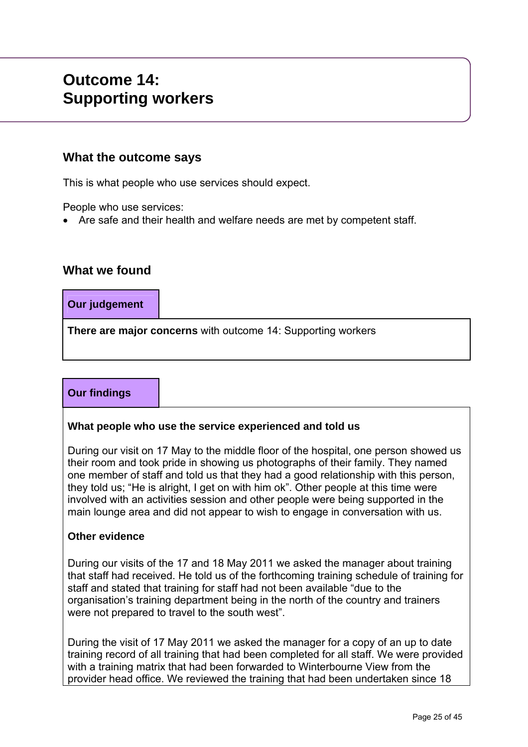# Outcome 14: Supporting workers

## What the outcome says

This is what people who use services should expect.

People who use services:

- Are safe and their health and welfare needs are met by competent staff.

## What we found

**Our judgement**

**There are major concerns** with outcome 14: Supporting workers

**Our findings**

**What people who use the service experienced and told us**

During our visit on 17 May to the middle floor of the hospital, one person showed us their room and took pride in showing us photographs of their family. They named one member of staff and told us that they had a good relationship with this person, they told us; “He is alright, I get on with him ok”. Other people at this time were involved with an activities session and other people were being supported in the main lounge area and did not appear to wish to engage in conversation with us.

**Other evidence**

During our visits of the 17 and 18 May 2011 we asked the manager about training that staff had received. He told us of the forthcoming training schedule of training for staff and stated that training for staff had not been available “due to the organisation’s training department being in the north of the country and trainers were not prepared to travel to the south west”.

During the visit of 17 May 2011 we asked the manager for a copy of an up to date training record of all training that had been completed for all staff. We were provided with a training matrix that had been forwarded to Winterbourne View from the provider head office. We reviewed the training that had been undertaken since 18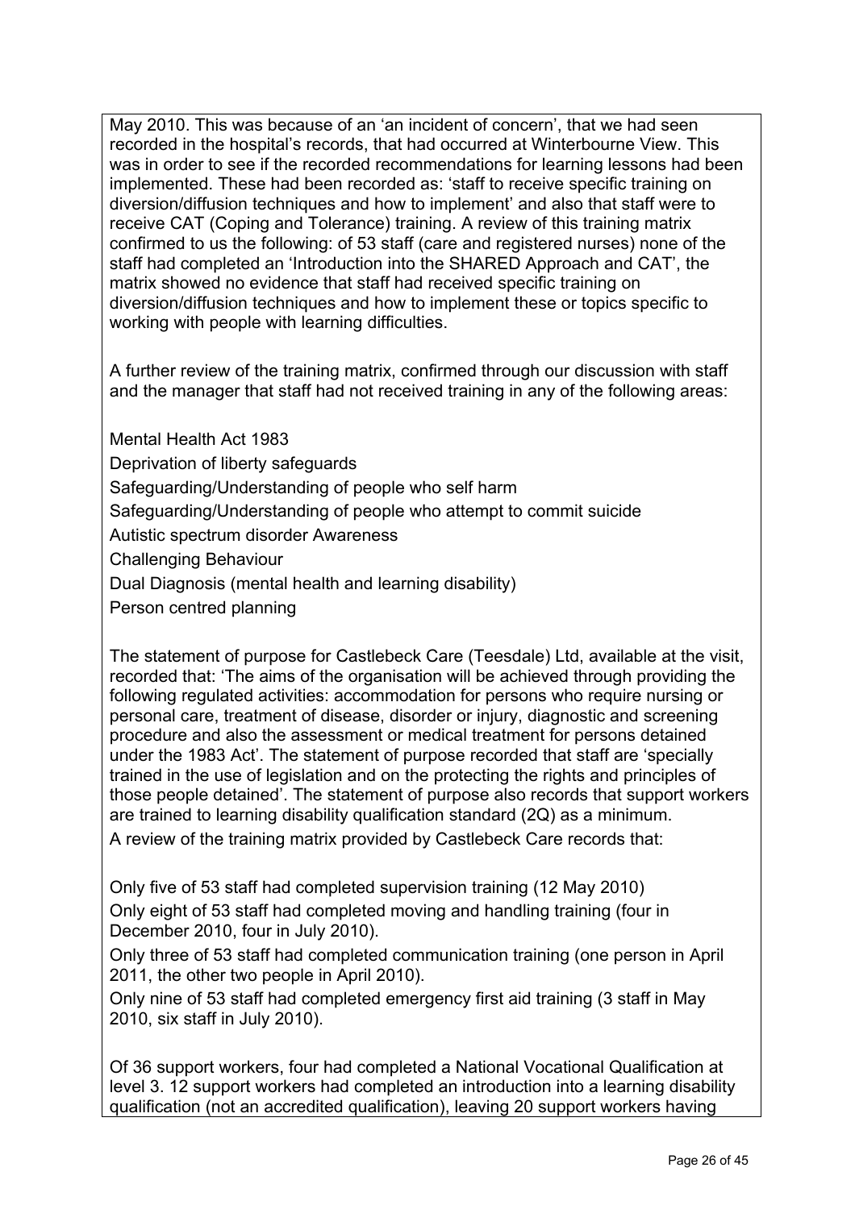May 2010. This was because of an 'an incident of concern', that we had seen recorded in the hospital's records, that had occurred at Winterbourne View. This was in order to see if the recorded recommendations for learning lessons had been implemented. These had been recorded as: 'staff to receive specific training on diversion/diffusion techniques and how to implement' and also that staff were to receive CAT (Coping and Tolerance) training. A review of this training matrix confirmed to us the following: of 53 staff (care and registered nurses) none of the staff had completed an 'Introduction into the SHARED Approach and CAT', the matrix showed no evidence that staff had received specific training on diversion/diffusion techniques and how to implement these or topics specific to working with people with learning difficulties.

A further review of the training matrix, confirmed through our discussion with staff and the manager that staff had not received training in any of the following areas:

Mental Health Act 1983

Deprivation of liberty safeguards

Safeguarding/Understanding of people who self harm

Safeguarding/Understanding of people who attempt to commit suicide

Autistic spectrum disorder Awareness

Challenging Behaviour

Dual Diagnosis (mental health and learning disability)

Person centred planning

The statement of purpose for Castlebeck Care (Teesdale) Ltd, available at the visit, recorded that: 'The aims of the organisation will be achieved through providing the following regulated activities: accommodation for persons who require nursing or personal care, treatment of disease, disorder or injury, diagnostic and screening procedure and also the assessment or medical treatment for persons detained under the 1983 Act'. The statement of purpose recorded that staff are 'specially trained in the use of legislation and on the protecting the rights and principles of those people detained'. The statement of purpose also records that support workers are trained to learning disability qualification standard (2Q) as a minimum.

A review of the training matrix provided by Castlebeck Care records that:

Only five of 53 staff had completed supervision training (12 May 2010)

Only eight of 53 staff had completed moving and handling training (four in December 2010, four in July 2010).

Only three of 53 staff had completed communication training (one person in April 2011, the other two people in April 2010).

Only nine of 53 staff had completed emergency first aid training (3 staff in May 2010, six staff in July 2010).

Of 36 support workers, four had completed a National Vocational Qualification at level 3. 12 support workers had completed an introduction into a learning disability qualification (not an accredited qualification), leaving 20 support workers having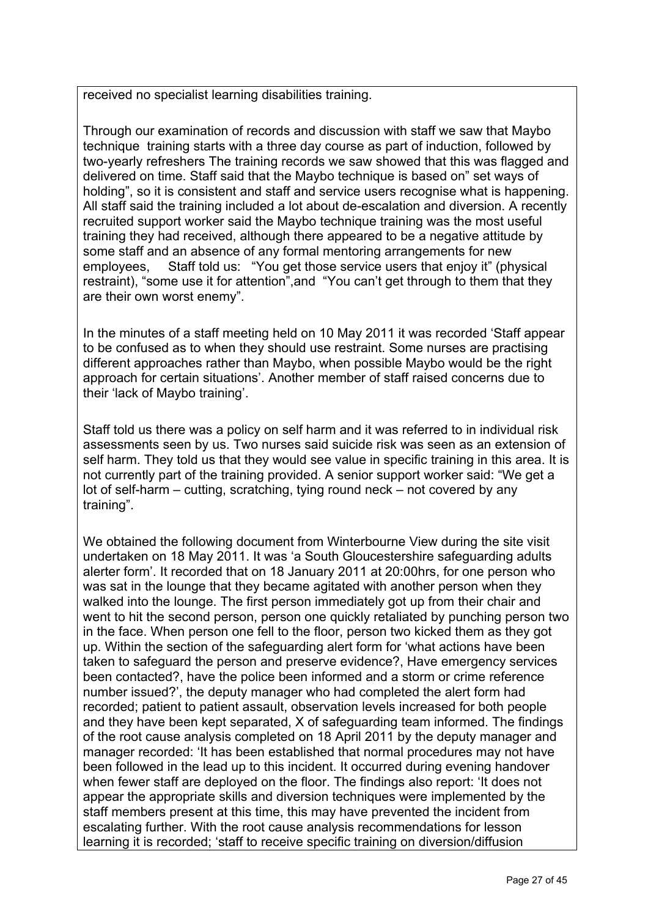received no specialist learning disabilities training.

Through our examination of records and discussion with staff we saw that Maybo technique training starts with a three day course as part of induction, followed by two-yearly refreshers The training records we saw showed that this was flagged and delivered on time. Staff said that the Maybo technique is based on" set ways of holding", so it is consistent and staff and service users recognise what is happening. All staff said the training included a lot about de-escalation and diversion. A recently recruited support worker said the Maybo technique training was the most useful training they had received, although there appeared to be a negative attitude by some staff and an absence of any formal mentoring arrangements for new employees, Staff told us: "You get those service users that enjoy it" (physical restraint), "some use it for attention",and "You can't get through to them that they are their own worst enemy".

In the minutes of a staff meeting held on 10 May 2011 it was recorded 'Staff appear to be confused as to when they should use restraint. Some nurses are practising different approaches rather than Maybo, when possible Maybo would be the right approach for certain situations'. Another member of staff raised concerns due to their 'lack of Maybo training'.

Staff told us there was a policy on self harm and it was referred to in individual risk assessments seen by us. Two nurses said suicide risk was seen as an extension of self harm. They told us that they would see value in specific training in this area. It is not currently part of the training provided. A senior support worker said: "We get a lot of self-harm – cutting, scratching, tying round neck – not covered by any training".

We obtained the following document from Winterbourne View during the site visit undertaken on 18 May 2011. It was 'a South Gloucestershire safeguarding adults alerter form'. It recorded that on 18 January 2011 at 20:00hrs, for one person who was sat in the lounge that they became agitated with another person when they walked into the lounge. The first person immediately got up from their chair and went to hit the second person, person one quickly retaliated by punching person two in the face. When person one fell to the floor, person two kicked them as they got up. Within the section of the safeguarding alert form for 'what actions have been taken to safeguard the person and preserve evidence?, Have emergency services been contacted?, have the police been informed and a storm or crime reference number issued?', the deputy manager who had completed the alert form had recorded; patient to patient assault, observation levels increased for both people and they have been kept separated, X of safeguarding team informed. The findings of the root cause analysis completed on 18 April 2011 by the deputy manager and manager recorded: 'It has been established that normal procedures may not have been followed in the lead up to this incident. It occurred during evening handover when fewer staff are deployed on the floor. The findings also report: 'It does not appear the appropriate skills and diversion techniques were implemented by the staff members present at this time, this may have prevented the incident from escalating further. With the root cause analysis recommendations for lesson learning it is recorded; 'staff to receive specific training on diversion/diffusion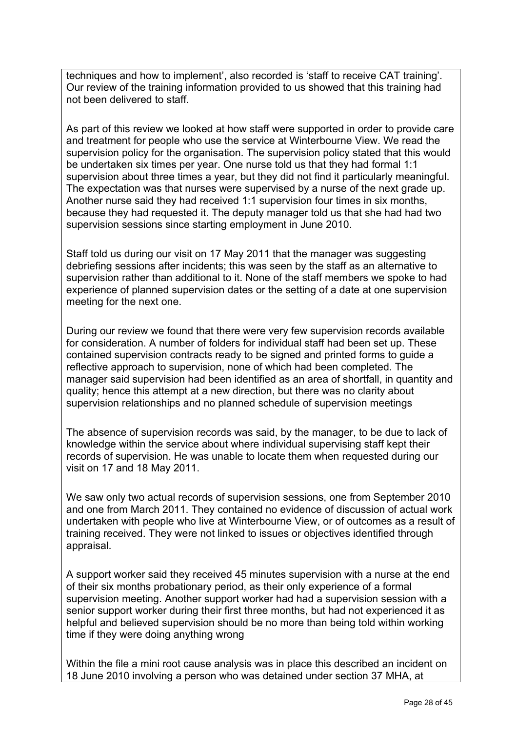techniques and how to implement', also recorded is 'staff to receive CAT training'. Our review of the training information provided to us showed that this training had not been delivered to staff.

As part of this review we looked at how staff were supported in order to provide care and treatment for people who use the service at Winterbourne View. We read the supervision policy for the organisation. The supervision policy stated that this would be undertaken six times per year. One nurse told us that they had formal 1:1 supervision about three times a year, but they did not find it particularly meaningful. The expectation was that nurses were supervised by a nurse of the next grade up. Another nurse said they had received 1:1 supervision four times in six months, because they had requested it. The deputy manager told us that she had had two supervision sessions since starting employment in June 2010.

Staff told us during our visit on 17 May 2011 that the manager was suggesting debriefing sessions after incidents; this was seen by the staff as an alternative to supervision rather than additional to it. None of the staff members we spoke to had experience of planned supervision dates or the setting of a date at one supervision meeting for the next one.

During our review we found that there were very few supervision records available for consideration. A number of folders for individual staff had been set up. These contained supervision contracts ready to be signed and printed forms to guide a reflective approach to supervision, none of which had been completed. The manager said supervision had been identified as an area of shortfall, in quantity and quality; hence this attempt at a new direction, but there was no clarity about supervision relationships and no planned schedule of supervision meetings

The absence of supervision records was said, by the manager, to be due to lack of knowledge within the service about where individual supervising staff kept their records of supervision. He was unable to locate them when requested during our visit on 17 and 18 May 2011.

We saw only two actual records of supervision sessions, one from September 2010 and one from March 2011. They contained no evidence of discussion of actual work undertaken with people who live at Winterbourne View, or of outcomes as a result of training received. They were not linked to issues or objectives identified through appraisal.

A support worker said they received 45 minutes supervision with a nurse at the end of their six months probationary period, as their only experience of a formal supervision meeting. Another support worker had had a supervision session with a senior support worker during their first three months, but had not experienced it as helpful and believed supervision should be no more than being told within working time if they were doing anything wrong

Within the file a mini root cause analysis was in place this described an incident on 18 June 2010 involving a person who was detained under section 37 MHA, at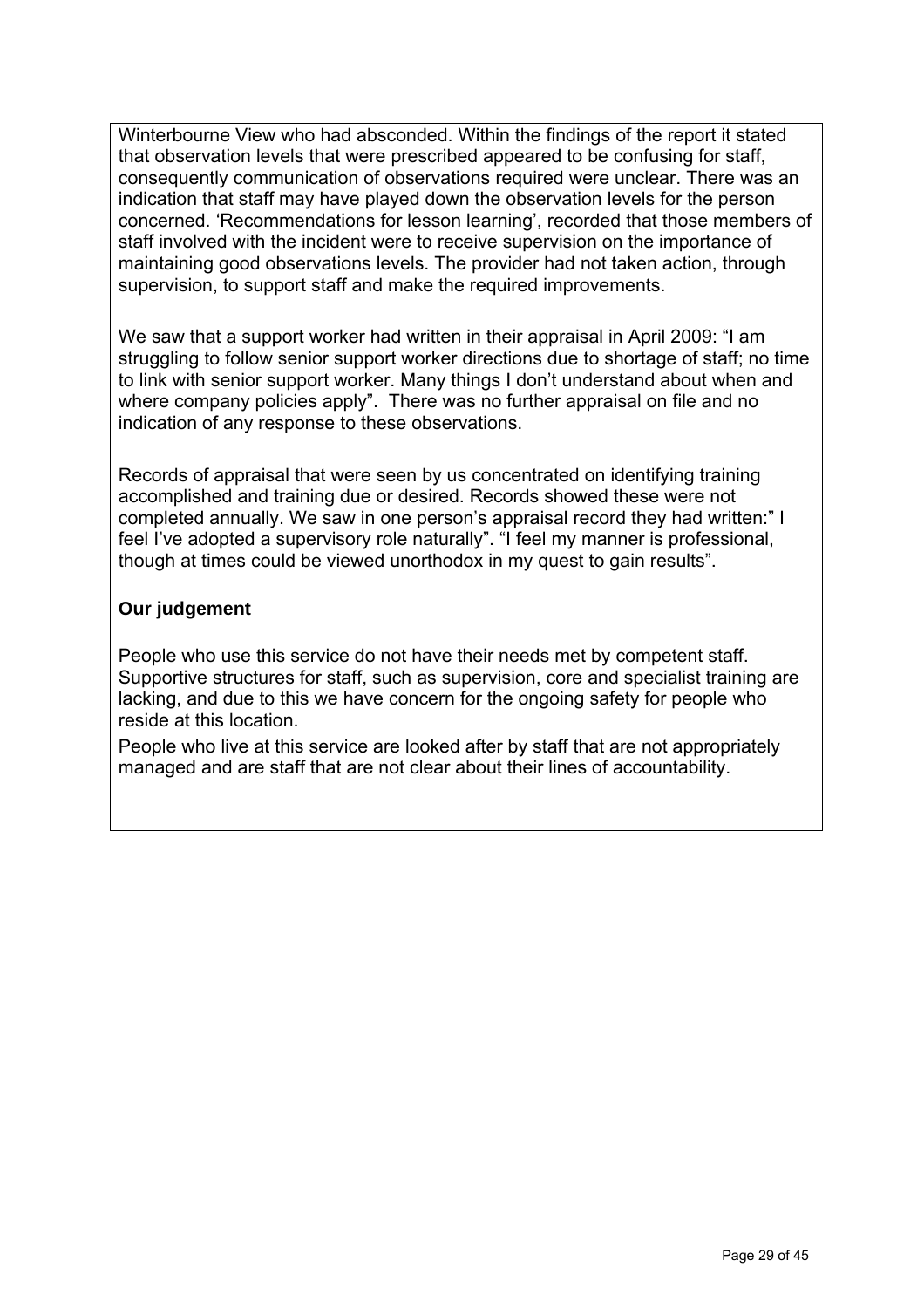Winterbourne View who had absconded. Within the findings of the report it stated that observation levels that were prescribed appeared to be confusing for staff, consequently communication of observations required were unclear. There was an indication that staff may have played down the observation levels for the person concerned. 'Recommendations for lesson learning', recorded that those members of staff involved with the incident were to receive supervision on the importance of maintaining good observations levels. The provider had not taken action, through supervision, to support staff and make the required improvements.

We saw that a support worker had written in their appraisal in April 2009: "I am struggling to follow senior support worker directions due to shortage of staff; no time to link with senior support worker. Many things I don't understand about when and where company policies apply". There was no further appraisal on file and no indication of any response to these observations.

Records of appraisal that were seen by us concentrated on identifying training accomplished and training due or desired. Records showed these were not completed annually. We saw in one person's appraisal record they had written:" I feel I've adopted a supervisory role naturally". "I feel my manner is professional, though at times could be viewed unorthodox in my quest to gain results".

**Our judgement**

People who use this service do not have their needs met by competent staff. Supportive structures for staff, such as supervision, core and specialist training are lacking, and due to this we have concern for the ongoing safety for people who reside at this location.

People who live at this service are looked after by staff that are not appropriately managed and are staff that are not clear about their lines of accountability.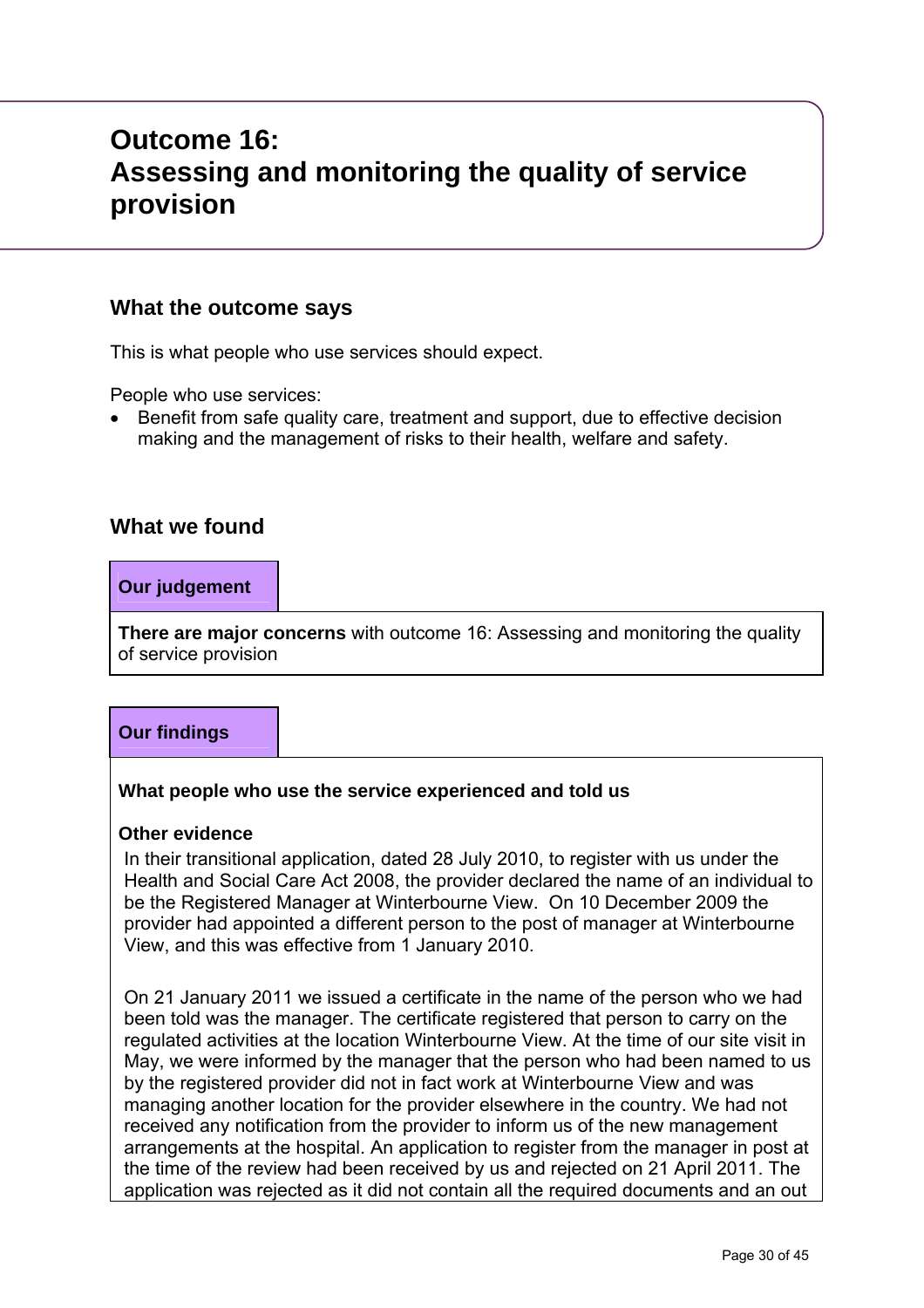# Outcome 16: Assessing and monitoring the quality of service provision

## What the outcome says

This is what people who use services should expect.

People who use services:

- Benefit from safe quality care, treatment and support, due to effective decision making and the management of risks to their health, welfare and safety.

## What we found

### Our judgement

**There are major concerns** with outcome 16: Assessing and monitoring the quality of service provision

### Our findings

**What people who use the service experienced and told us**

**Other evidence**

In their transitional application, dated 28 July 2010, to register with us under the Health and Social Care Act 2008, the provider declared the name of an individual to be the Registered Manager at Winterbourne View. On 10 December 2009 the provider had appointed a different person to the post of manager at Winterbourne View, and this was effective from 1 January 2010.

On 21 January 2011 we issued a certificate in the name of the person who we had been told was the manager. The certificate registered that person to carry on the regulated activities at the location Winterbourne View. At the time of our site visit in May, we were informed by the manager that the person who had been named to us by the registered provider did not in fact work at Winterbourne View and was managing another location for the provider elsewhere in the country. We had not received any notification from the provider to inform us of the new management arrangements at the hospital. An application to register from the manager in post at the time of the review had been received by us and rejected on 21 April 2011. The application was rejected as it did not contain all the required documents and an out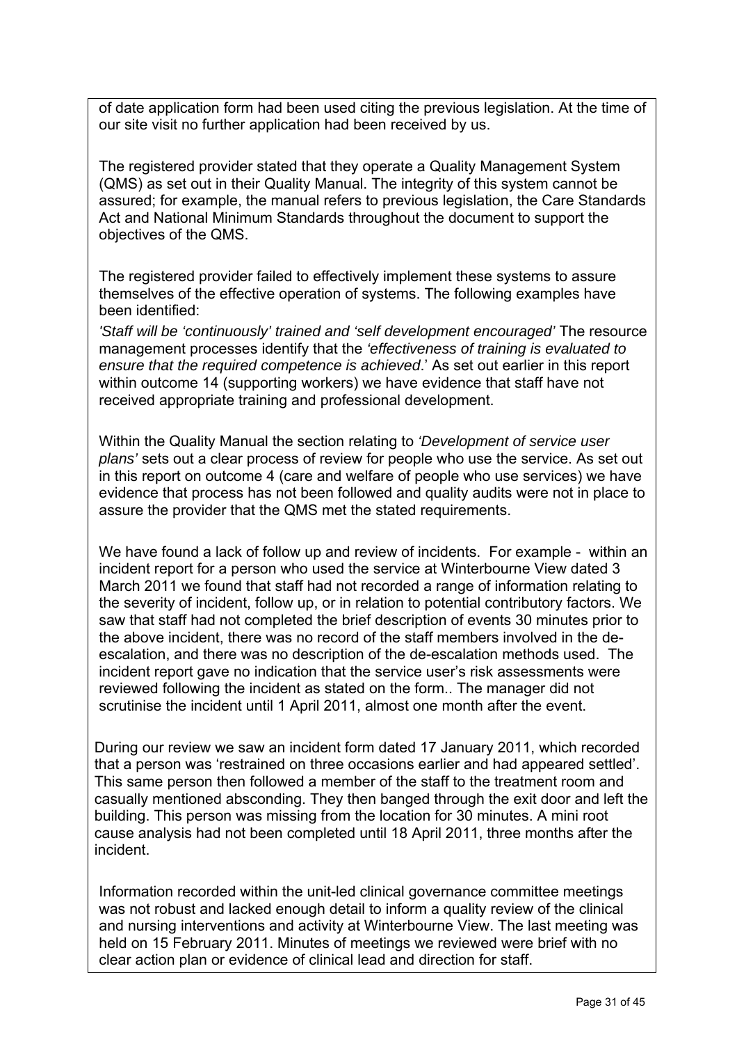of date application form had been used citing the previous legislation. At the time of our site visit no further application had been received by us.

The registered provider stated that they operate a Quality Management System (QMS) as set out in their Quality Manual. The integrity of this system cannot be assured; for example, the manual refers to previous legislation, the Care Standards Act and National Minimum Standards throughout the document to support the objectives of the QMS.

The registered provider failed to effectively implement these systems to assure themselves of the effective operation of systems. The following examples have been identified:

*'Staff will be 'continuously' trained and 'self development encouraged'* The resource management processes identify that the *'effectiveness of training is evaluated to ensure that the required competence is achieved*.' As set out earlier in this report within outcome 14 (supporting workers) we have evidence that staff have not received appropriate training and professional development.

Within the Quality Manual the section relating to *'Development of service user plans'* sets out a clear process of review for people who use the service. As set out in this report on outcome 4 (care and welfare of people who use services) we have evidence that process has not been followed and quality audits were not in place to assure the provider that the QMS met the stated requirements.

We have found a lack of follow up and review of incidents. For example - within an incident report for a person who used the service at Winterbourne View dated 3 March 2011 we found that staff had not recorded a range of information relating to the severity of incident, follow up, or in relation to potential contributory factors. We saw that staff had not completed the brief description of events 30 minutes prior to the above incident, there was no record of the staff members involved in the de-escalation, and there was no description of the de-escalation methods used. The incident report gave no indication that the service user's risk assessments were reviewed following the incident as stated on the form.. The manager did not scrutinise the incident until 1 April 2011, almost one month after the event.

During our review we saw an incident form dated 17 January 2011, which recorded that a person was 'restrained on three occasions earlier and had appeared settled'. This same person then followed a member of the staff to the treatment room and casually mentioned absconding. They then banged through the exit door and left the building. This person was missing from the location for 30 minutes. A mini root cause analysis had not been completed until 18 April 2011, three months after the incident.

Information recorded within the unit-led clinical governance committee meetings was not robust and lacked enough detail to inform a quality review of the clinical and nursing interventions and activity at Winterbourne View. The last meeting was held on 15 February 2011. Minutes of meetings we reviewed were brief with no clear action plan or evidence of clinical lead and direction for staff.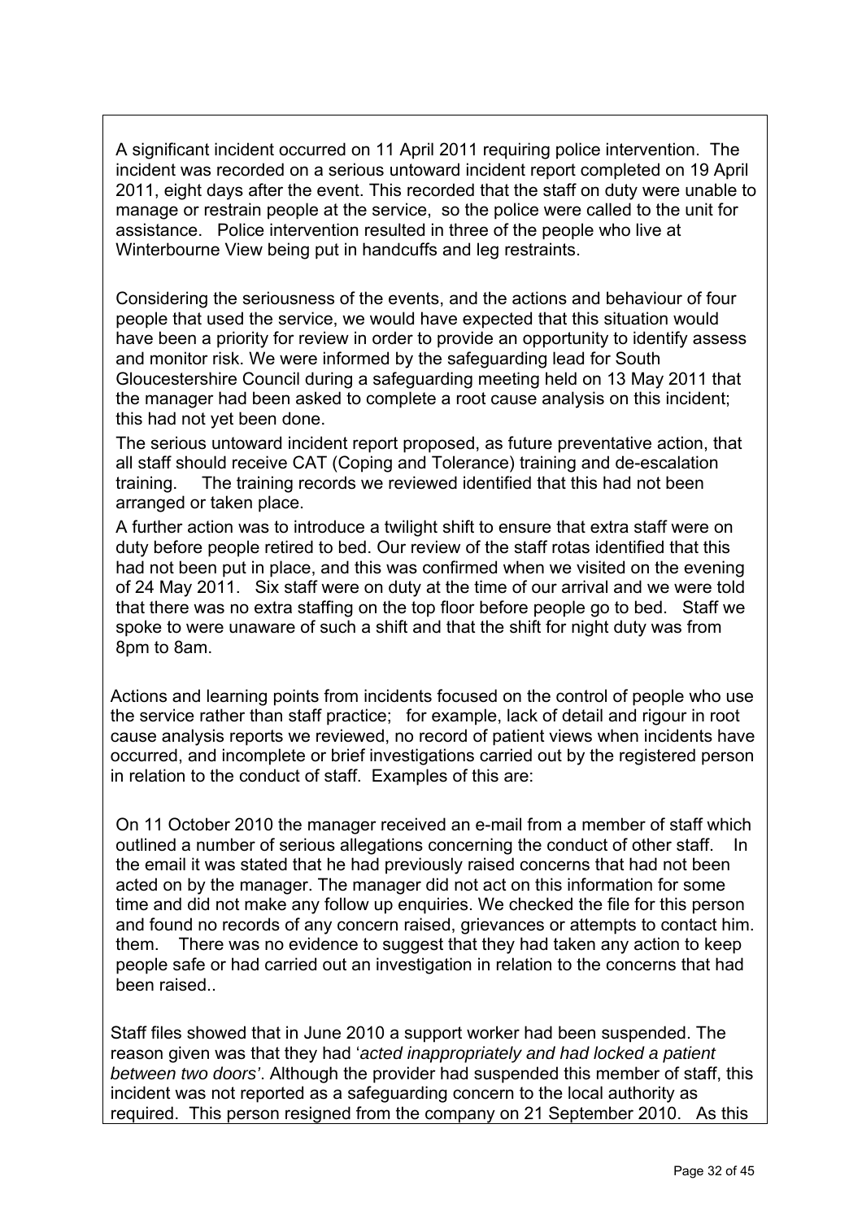A significant incident occurred on 11 April 2011 requiring police intervention. The incident was recorded on a serious untoward incident report completed on 19 April 2011, eight days after the event. This recorded that the staff on duty were unable to manage or restrain people at the service, so the police were called to the unit for assistance. Police intervention resulted in three of the people who live at Winterbourne View being put in handcuffs and leg restraints.

Considering the seriousness of the events, and the actions and behaviour of four people that used the service, we would have expected that this situation would have been a priority for review in order to provide an opportunity to identify assess and monitor risk. We were informed by the safeguarding lead for South Gloucestershire Council during a safeguarding meeting held on 13 May 2011 that the manager had been asked to complete a root cause analysis on this incident; this had not yet been done.

The serious untoward incident report proposed, as future preventative action, that all staff should receive CAT (Coping and Tolerance) training and de-escalation training. The training records we reviewed identified that this had not been arranged or taken place.

A further action was to introduce a twilight shift to ensure that extra staff were on duty before people retired to bed. Our review of the staff rotas identified that this had not been put in place, and this was confirmed when we visited on the evening of 24 May 2011. Six staff were on duty at the time of our arrival and we were told that there was no extra staffing on the top floor before people go to bed. Staff we spoke to were unaware of such a shift and that the shift for night duty was from 8pm to 8am.

Actions and learning points from incidents focused on the control of people who use the service rather than staff practice; for example, lack of detail and rigour in root cause analysis reports we reviewed, no record of patient views when incidents have occurred, and incomplete or brief investigations carried out by the registered person in relation to the conduct of staff. Examples of this are:

On 11 October 2010 the manager received an e-mail from a member of staff which outlined a number of serious allegations concerning the conduct of other staff. In the email it was stated that he had previously raised concerns that had not been acted on by the manager. The manager did not act on this information for some time and did not make any follow up enquiries. We checked the file for this person and found no records of any concern raised, grievances or attempts to contact him. them. There was no evidence to suggest that they had taken any action to keep people safe or had carried out an investigation in relation to the concerns that had been raised..

Staff files showed that in June 2010 a support worker had been suspended. The reason given was that they had '*acted inappropriately and had locked a patient between two doors'*. Although the provider had suspended this member of staff, this incident was not reported as a safeguarding concern to the local authority as required. This person resigned from the company on 21 September 2010. As this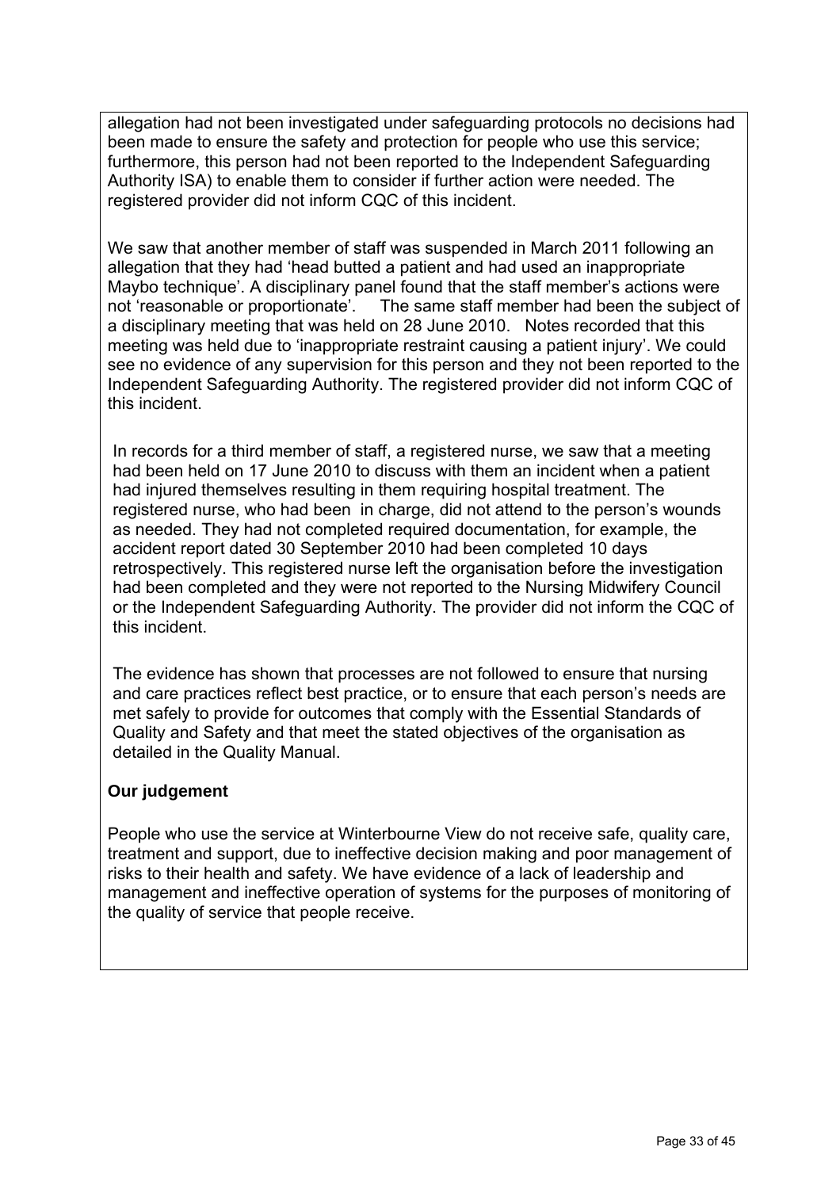allegation had not been investigated under safeguarding protocols no decisions had been made to ensure the safety and protection for people who use this service; furthermore, this person had not been reported to the Independent Safeguarding Authority ISA) to enable them to consider if further action were needed. The registered provider did not inform CQC of this incident.

We saw that another member of staff was suspended in March 2011 following an allegation that they had 'head butted a patient and had used an inappropriate Maybo technique'. A disciplinary panel found that the staff member's actions were not 'reasonable or proportionate'. The same staff member had been the subject of a disciplinary meeting that was held on 28 June 2010. Notes recorded that this meeting was held due to 'inappropriate restraint causing a patient injury'. We could see no evidence of any supervision for this person and they not been reported to the Independent Safeguarding Authority. The registered provider did not inform CQC of this incident.

In records for a third member of staff, a registered nurse, we saw that a meeting had been held on 17 June 2010 to discuss with them an incident when a patient had injured themselves resulting in them requiring hospital treatment. The registered nurse, who had been in charge, did not attend to the person's wounds as needed. They had not completed required documentation, for example, the accident report dated 30 September 2010 had been completed 10 days retrospectively. This registered nurse left the organisation before the investigation had been completed and they were not reported to the Nursing Midwifery Council or the Independent Safeguarding Authority. The provider did not inform the CQC of this incident.

The evidence has shown that processes are not followed to ensure that nursing and care practices reflect best practice, or to ensure that each person's needs are met safely to provide for outcomes that comply with the Essential Standards of Quality and Safety and that meet the stated objectives of the organisation as detailed in the Quality Manual.

**Our judgement**

People who use the service at Winterbourne View do not receive safe, quality care, treatment and support, due to ineffective decision making and poor management of risks to their health and safety. We have evidence of a lack of leadership and management and ineffective operation of systems for the purposes of monitoring of the quality of service that people receive.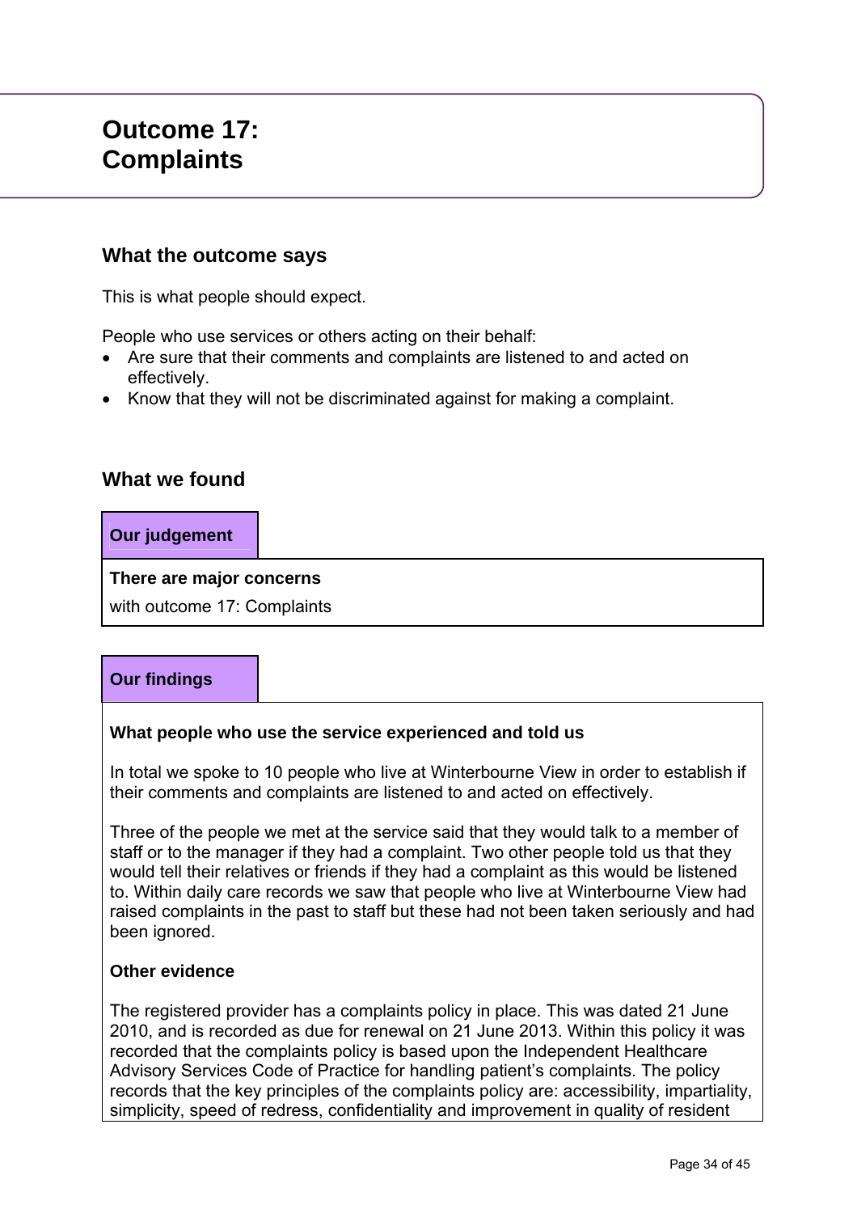# Outcome 17: Complaints

## What the outcome says

This is what people should expect.

People who use services or others acting on their behalf:

- Are sure that their comments and complaints are listened to and acted on effectively.
- Know that they will not be discriminated against for making a complaint.

## What we found

**Our judgement**

**There are major concerns**

with outcome 17: Complaints

**Our findings**

**What people who use the service experienced and told us**

In total we spoke to 10 people who live at Winterbourne View in order to establish if their comments and complaints are listened to and acted on effectively.

Three of the people we met at the service said that they would talk to a member of staff or to the manager if they had a complaint. Two other people told us that they would tell their relatives or friends if they had a complaint as this would be listened to. Within daily care records we saw that people who live at Winterbourne View had raised complaints in the past to staff but these had not been taken seriously and had been ignored.

**Other evidence**

The registered provider has a complaints policy in place. This was dated 21 June 2010, and is recorded as due for renewal on 21 June 2013. Within this policy it was recorded that the complaints policy is based upon the Independent Healthcare Advisory Services Code of Practice for handling patient's complaints. The policy records that the key principles of the complaints policy are: accessibility, impartiality, simplicity, speed of redress, confidentiality and improvement in quality of resident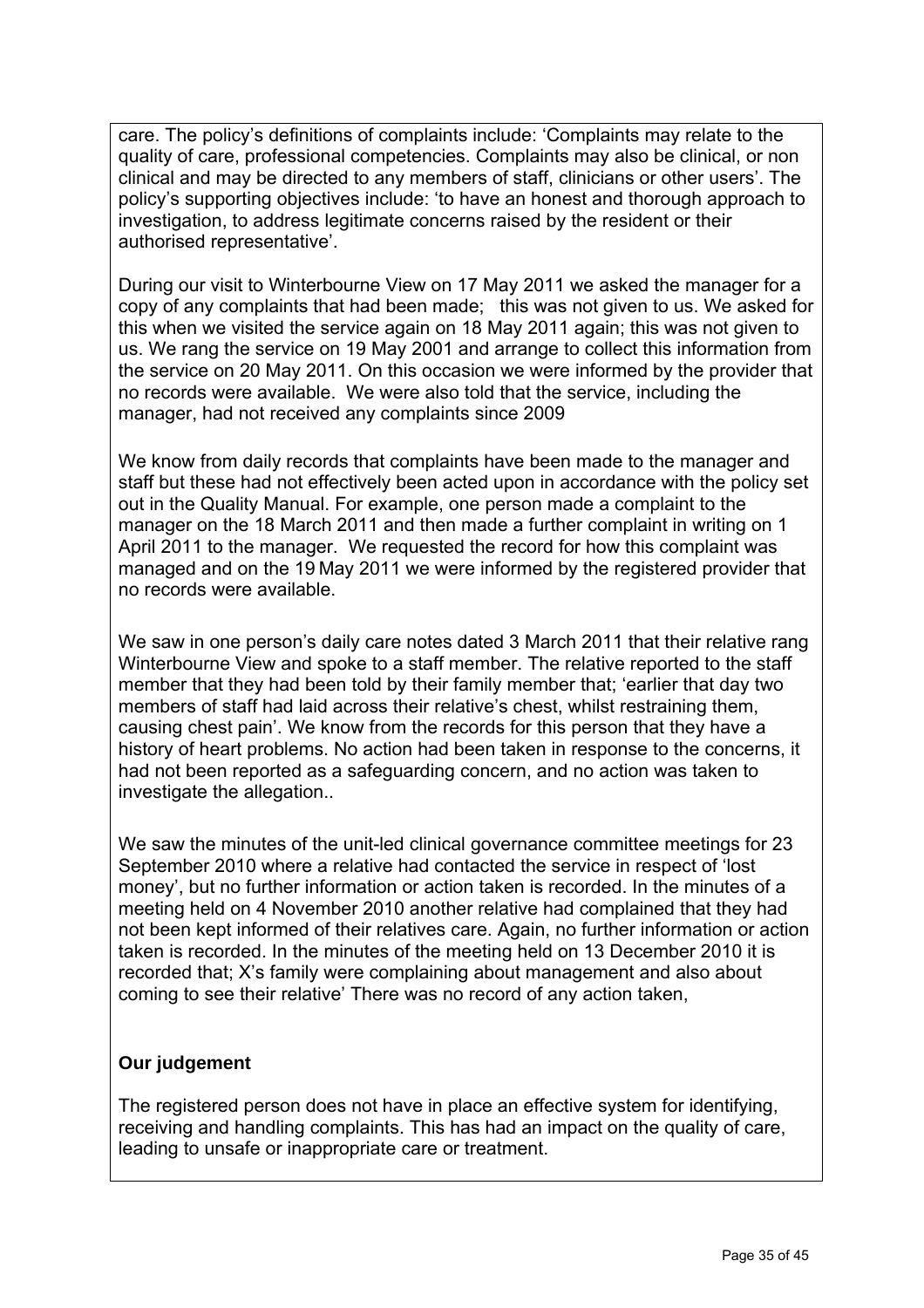care. The policy's definitions of complaints include: 'Complaints may relate to the quality of care, professional competencies. Complaints may also be clinical, or non clinical and may be directed to any members of staff, clinicians or other users'. The policy's supporting objectives include: 'to have an honest and thorough approach to investigation, to address legitimate concerns raised by the resident or their authorised representative'.

During our visit to Winterbourne View on 17 May 2011 we asked the manager for a copy of any complaints that had been made;   this was not given to us. We asked for this when we visited the service again on 18 May 2011 again; this was not given to us. We rang the service on 19 May 2001 and arrange to collect this information from the service on 20 May 2011. On this occasion we were informed by the provider that no records were available.  We were also told that the service, including the manager, had not received any complaints since 2009

We know from daily records that complaints have been made to the manager and staff but these had not effectively been acted upon in accordance with the policy set out in the Quality Manual. For example, one person made a complaint to the manager on the 18 March 2011 and then made a further complaint in writing on 1 April 2011 to the manager.  We requested the record for how this complaint was managed and on the 19 May 2011 we were informed by the registered provider that no records were available.

We saw in one person's daily care notes dated 3 March 2011 that their relative rang Winterbourne View and spoke to a staff member. The relative reported to the staff member that they had been told by their family member that; 'earlier that day two members of staff had laid across their relative's chest, whilst restraining them, causing chest pain'. We know from the records for this person that they have a history of heart problems. No action had been taken in response to the concerns, it had not been reported as a safeguarding concern, and no action was taken to investigate the allegation..

We saw the minutes of the unit-led clinical governance committee meetings for 23 September 2010 where a relative had contacted the service in respect of 'lost money', but no further information or action taken is recorded. In the minutes of a meeting held on 4 November 2010 another relative had complained that they had not been kept informed of their relatives care. Again, no further information or action taken is recorded. In the minutes of the meeting held on 13 December 2010 it is recorded that; X's family were complaining about management and also about coming to see their relative' There was no record of any action taken,

**Our judgement**

The registered person does not have in place an effective system for identifying, receiving and handling complaints. This has had an impact on the quality of care, leading to unsafe or inappropriate care or treatment.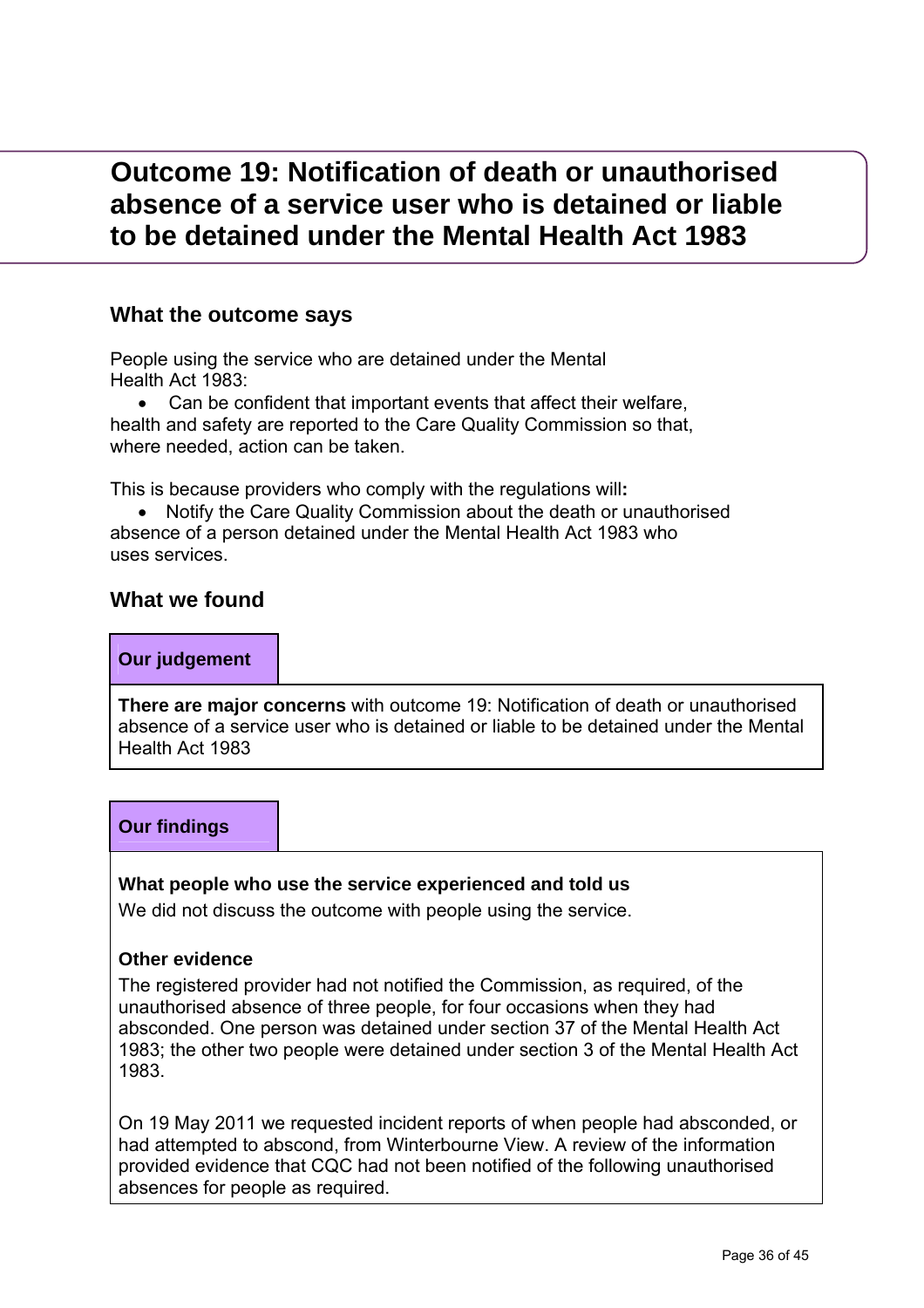# Outcome 19: Notification of death or unauthorised absence of a service user who is detained or liable to be detained under the Mental Health Act 1983

## What the outcome says

People using the service who are detained under the Mental Health Act 1983:

- Can be confident that important events that affect their welfare, health and safety are reported to the Care Quality Commission so that, where needed, action can be taken.

This is because providers who comply with the regulations will**:**

- Notify the Care Quality Commission about the death or unauthorised absence of a person detained under the Mental Health Act 1983 who uses services.

## What we found

### Our judgement

**There are major concerns** with outcome 19: Notification of death or unauthorised absence of a service user who is detained or liable to be detained under the Mental Health Act 1983

### Our findings

**What people who use the service experienced and told us**

We did not discuss the outcome with people using the service.

**Other evidence**

The registered provider had not notified the Commission, as required, of the unauthorised absence of three people, for four occasions when they had absconded. One person was detained under section 37 of the Mental Health Act 1983; the other two people were detained under section 3 of the Mental Health Act 1983.

On 19 May 2011 we requested incident reports of when people had absconded, or had attempted to abscond, from Winterbourne View. A review of the information provided evidence that CQC had not been notified of the following unauthorised absences for people as required.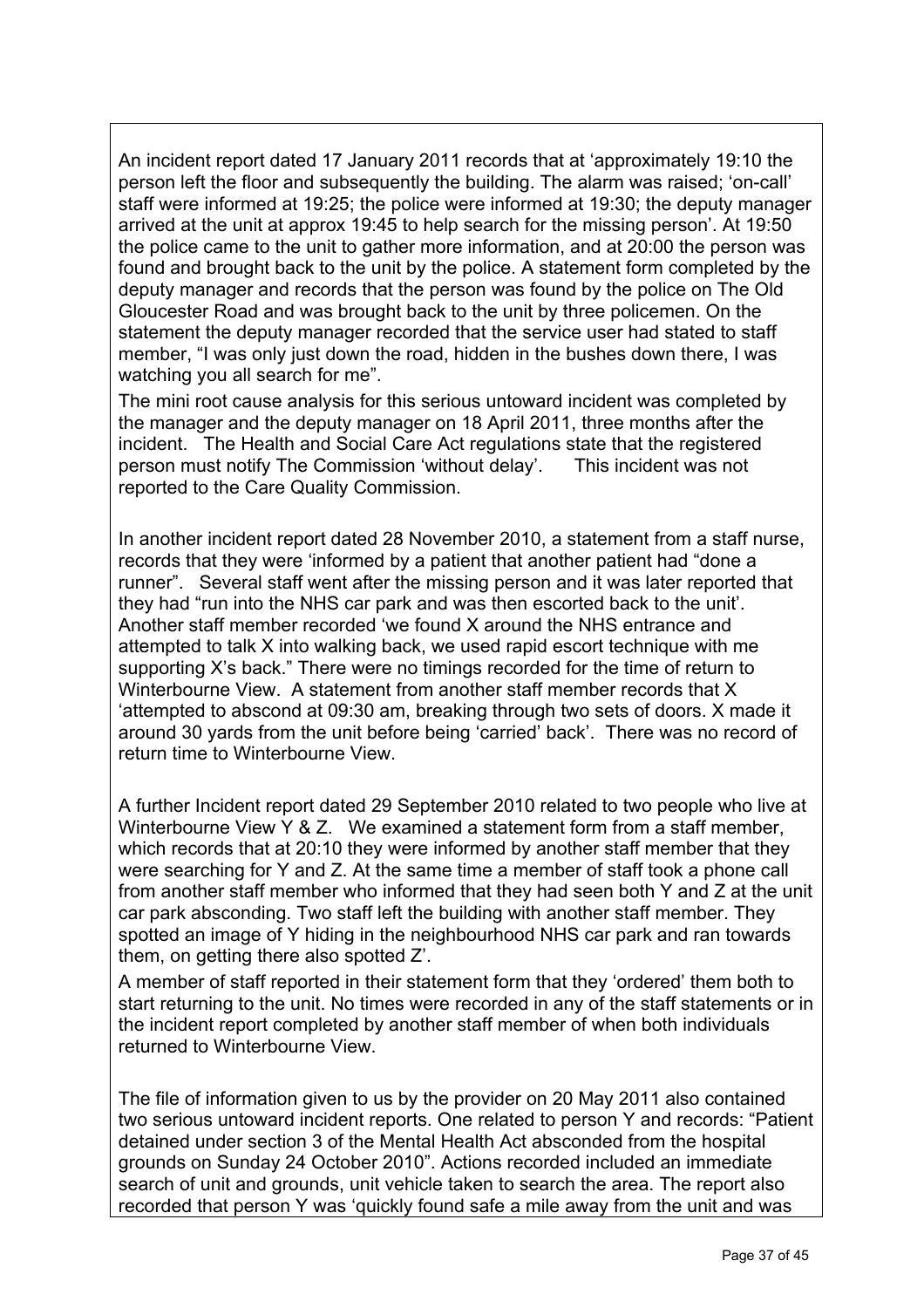An incident report dated 17 January 2011 records that at 'approximately 19:10 the person left the floor and subsequently the building. The alarm was raised; 'on-call' staff were informed at 19:25; the police were informed at 19:30; the deputy manager arrived at the unit at approx 19:45 to help search for the missing person'. At 19:50 the police came to the unit to gather more information, and at 20:00 the person was found and brought back to the unit by the police. A statement form completed by the deputy manager and records that the person was found by the police on The Old Gloucester Road and was brought back to the unit by three policemen. On the statement the deputy manager recorded that the service user had stated to staff member, "I was only just down the road, hidden in the bushes down there, I was watching you all search for me".

The mini root cause analysis for this serious untoward incident was completed by the manager and the deputy manager on 18 April 2011, three months after the incident. The Health and Social Care Act regulations state that the registered person must notify The Commission 'without delay'. This incident was not reported to the Care Quality Commission.

In another incident report dated 28 November 2010, a statement from a staff nurse, records that they were 'informed by a patient that another patient had "done a runner". Several staff went after the missing person and it was later reported that they had "run into the NHS car park and was then escorted back to the unit'. Another staff member recorded 'we found X around the NHS entrance and attempted to talk X into walking back, we used rapid escort technique with me supporting X's back." There were no timings recorded for the time of return to Winterbourne View. A statement from another staff member records that X 'attempted to abscond at 09:30 am, breaking through two sets of doors. X made it around 30 yards from the unit before being 'carried' back'. There was no record of return time to Winterbourne View.

A further Incident report dated 29 September 2010 related to two people who live at Winterbourne View Y & Z. We examined a statement form from a staff member, which records that at 20:10 they were informed by another staff member that they were searching for Y and Z. At the same time a member of staff took a phone call from another staff member who informed that they had seen both Y and Z at the unit car park absconding. Two staff left the building with another staff member. They spotted an image of Y hiding in the neighbourhood NHS car park and ran towards them, on getting there also spotted Z'.

A member of staff reported in their statement form that they 'ordered' them both to start returning to the unit. No times were recorded in any of the staff statements or in the incident report completed by another staff member of when both individuals returned to Winterbourne View.

The file of information given to us by the provider on 20 May 2011 also contained two serious untoward incident reports. One related to person Y and records: "Patient detained under section 3 of the Mental Health Act absconded from the hospital grounds on Sunday 24 October 2010". Actions recorded included an immediate search of unit and grounds, unit vehicle taken to search the area. The report also recorded that person Y was 'quickly found safe a mile away from the unit and was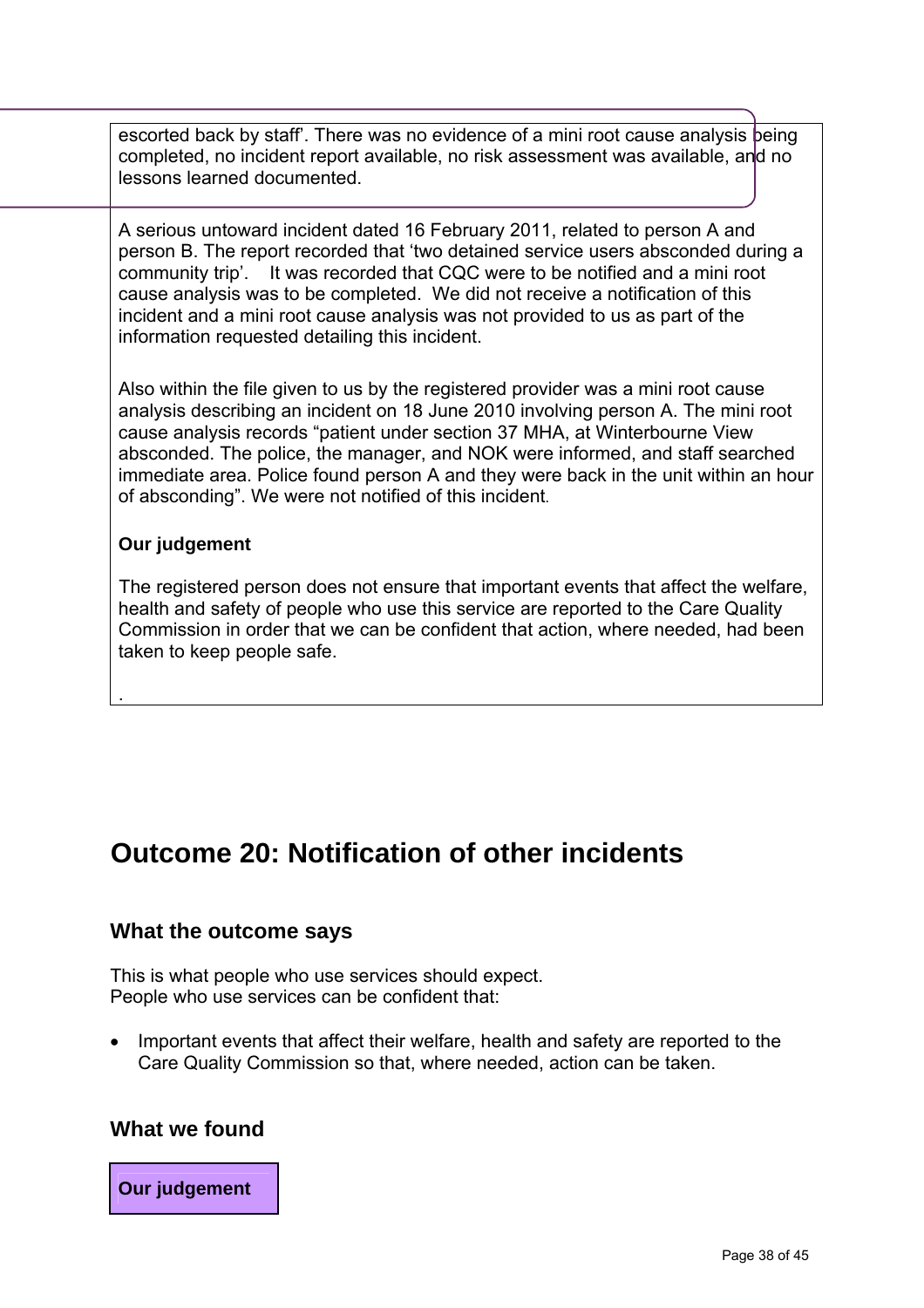escorted back by staff'. There was no evidence of a mini root cause analysis being completed, no incident report available, no risk assessment was available, and no lessons learned documented.

A serious untoward incident dated 16 February 2011, related to person A and person B. The report recorded that 'two detained service users absconded during a community trip'. It was recorded that CQC were to be notified and a mini root cause analysis was to be completed. We did not receive a notification of this incident and a mini root cause analysis was not provided to us as part of the information requested detailing this incident.

Also within the file given to us by the registered provider was a mini root cause analysis describing an incident on 18 June 2010 involving person A. The mini root cause analysis records "patient under section 37 MHA, at Winterbourne View absconded. The police, the manager, and NOK were informed, and staff searched immediate area. Police found person A and they were back in the unit within an hour of absconding". We were not notified of this incident.

**Our judgement**

The registered person does not ensure that important events that affect the welfare, health and safety of people who use this service are reported to the Care Quality Commission in order that we can be confident that action, where needed, had been taken to keep people safe.

.

# Outcome 20: Notification of other incidents

## What the outcome says

This is what people who use services should expect.
People who use services can be confident that:

- Important events that affect their welfare, health and safety are reported to the Care Quality Commission so that, where needed, action can be taken.

## What we found

**Our judgement**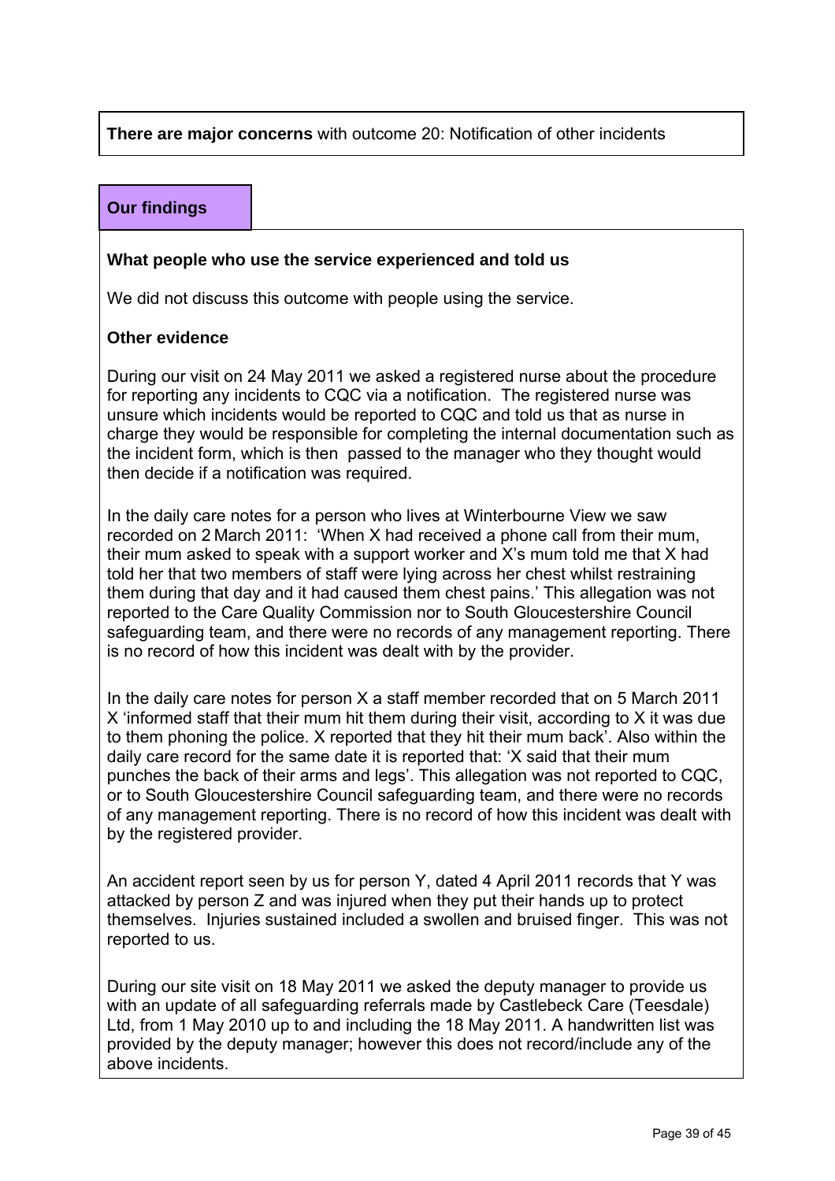**There are major concerns** with outcome 20: Notification of other incidents

## Our findings

### What people who use the service experienced and told us

We did not discuss this outcome with people using the service.

### Other evidence

During our visit on 24 May 2011 we asked a registered nurse about the procedure for reporting any incidents to CQC via a notification. The registered nurse was unsure which incidents would be reported to CQC and told us that as nurse in charge they would be responsible for completing the internal documentation such as the incident form, which is then passed to the manager who they thought would then decide if a notification was required.

In the daily care notes for a person who lives at Winterbourne View we saw recorded on 2 March 2011: 'When X had received a phone call from their mum, their mum asked to speak with a support worker and X's mum told me that X had told her that two members of staff were lying across her chest whilst restraining them during that day and it had caused them chest pains.' This allegation was not reported to the Care Quality Commission nor to South Gloucestershire Council safeguarding team, and there were no records of any management reporting. There is no record of how this incident was dealt with by the provider.

In the daily care notes for person X a staff member recorded that on 5 March 2011 X 'informed staff that their mum hit them during their visit, according to X it was due to them phoning the police. X reported that they hit their mum back'. Also within the daily care record for the same date it is reported that: 'X said that their mum punches the back of their arms and legs'. This allegation was not reported to CQC, or to South Gloucestershire Council safeguarding team, and there were no records of any management reporting. There is no record of how this incident was dealt with by the registered provider.

An accident report seen by us for person Y, dated 4 April 2011 records that Y was attacked by person Z and was injured when they put their hands up to protect themselves. Injuries sustained included a swollen and bruised finger. This was not reported to us.

During our site visit on 18 May 2011 we asked the deputy manager to provide us with an update of all safeguarding referrals made by Castlebeck Care (Teesdale) Ltd, from 1 May 2010 up to and including the 18 May 2011. A handwritten list was provided by the deputy manager; however this does not record/include any of the above incidents.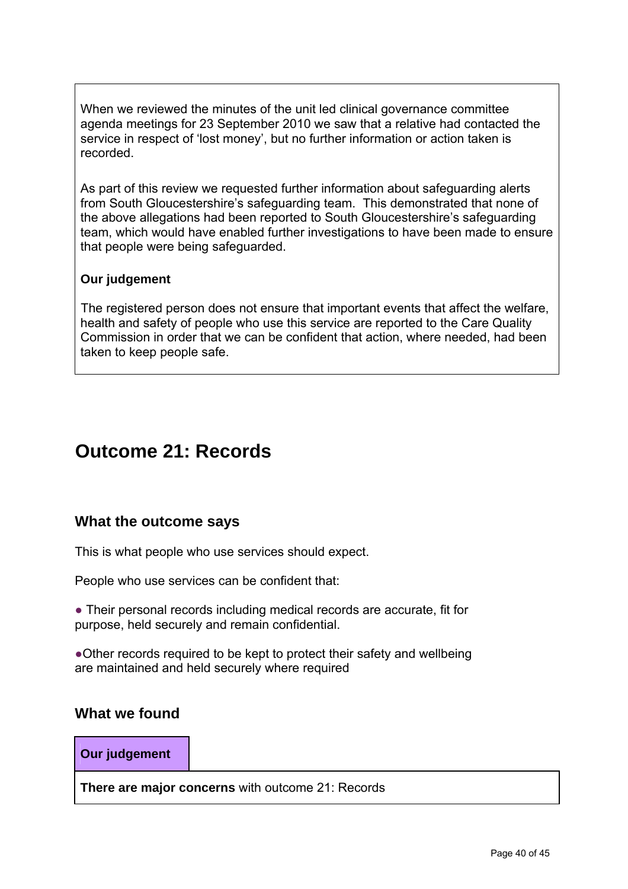When we reviewed the minutes of the unit led clinical governance committee agenda meetings for 23 September 2010 we saw that a relative had contacted the service in respect of 'lost money', but no further information or action taken is recorded.

As part of this review we requested further information about safeguarding alerts from South Gloucestershire's safeguarding team. This demonstrated that none of the above allegations had been reported to South Gloucestershire's safeguarding team, which would have enabled further investigations to have been made to ensure that people were being safeguarded.

**Our judgement**

The registered person does not ensure that important events that affect the welfare, health and safety of people who use this service are reported to the Care Quality Commission in order that we can be confident that action, where needed, had been taken to keep people safe.

# Outcome 21: Records

## What the outcome says

This is what people who use services should expect.

People who use services can be confident that:

- Their personal records including medical records are accurate, fit for purpose, held securely and remain confidential.

- Other records required to be kept to protect their safety and wellbeing are maintained and held securely where required

## What we found

**Our judgement**

**There are major concerns** with outcome 21: Records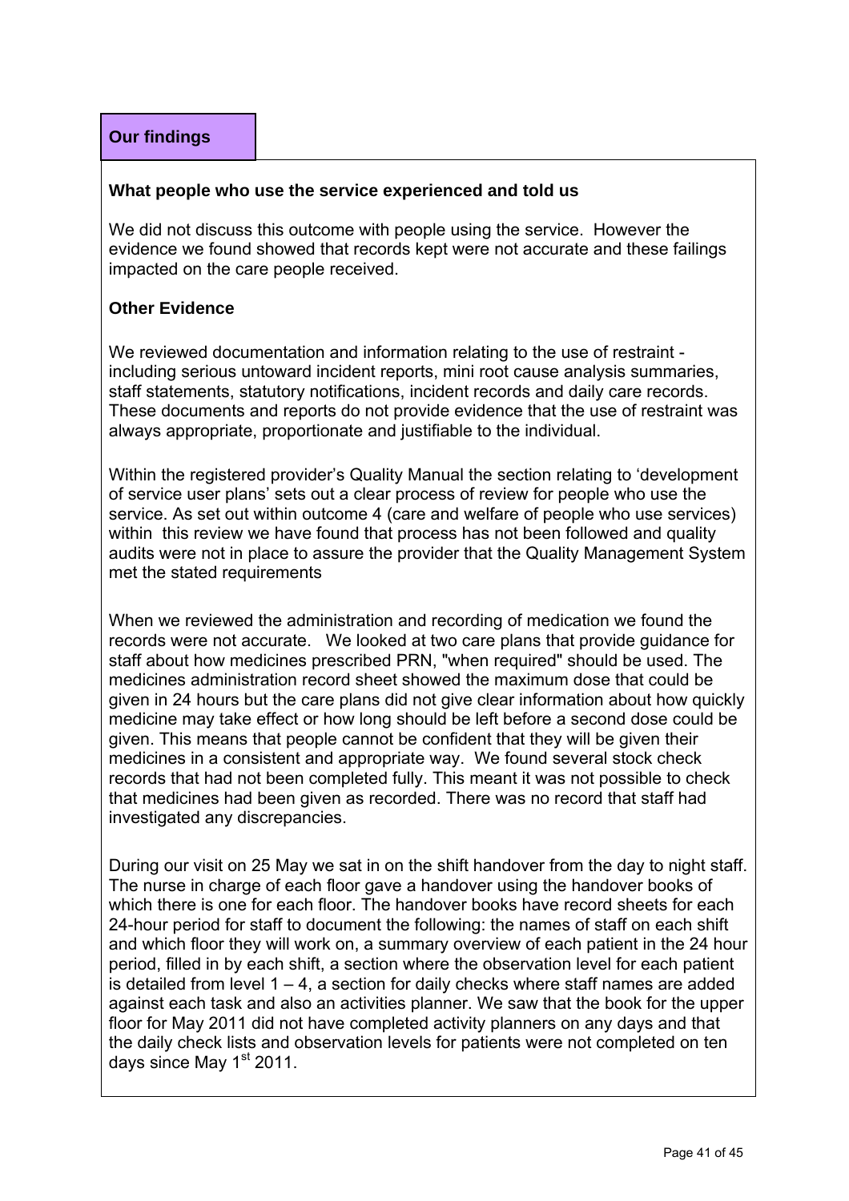## Our findings

### What people who use the service experienced and told us

We did not discuss this outcome with people using the service. However the evidence we found showed that records kept were not accurate and these failings impacted on the care people received.

### Other Evidence

We reviewed documentation and information relating to the use of restraint - including serious untoward incident reports, mini root cause analysis summaries, staff statements, statutory notifications, incident records and daily care records. These documents and reports do not provide evidence that the use of restraint was always appropriate, proportionate and justifiable to the individual.

Within the registered provider's Quality Manual the section relating to 'development of service user plans' sets out a clear process of review for people who use the service. As set out within outcome 4 (care and welfare of people who use services) within this review we have found that process has not been followed and quality audits were not in place to assure the provider that the Quality Management System met the stated requirements

When we reviewed the administration and recording of medication we found the records were not accurate. We looked at two care plans that provide guidance for staff about how medicines prescribed PRN, "when required" should be used. The medicines administration record sheet showed the maximum dose that could be given in 24 hours but the care plans did not give clear information about how quickly medicine may take effect or how long should be left before a second dose could be given. This means that people cannot be confident that they will be given their medicines in a consistent and appropriate way. We found several stock check records that had not been completed fully. This meant it was not possible to check that medicines had been given as recorded. There was no record that staff had investigated any discrepancies.

During our visit on 25 May we sat in on the shift handover from the day to night staff. The nurse in charge of each floor gave a handover using the handover books of which there is one for each floor. The handover books have record sheets for each 24-hour period for staff to document the following: the names of staff on each shift and which floor they will work on, a summary overview of each patient in the 24 hour period, filled in by each shift, a section where the observation level for each patient is detailed from level 1 – 4, a section for daily checks where staff names are added against each task and also an activities planner. We saw that the book for the upper floor for May 2011 did not have completed activity planners on any days and that the daily check lists and observation levels for patients were not completed on ten days since May 1st 2011.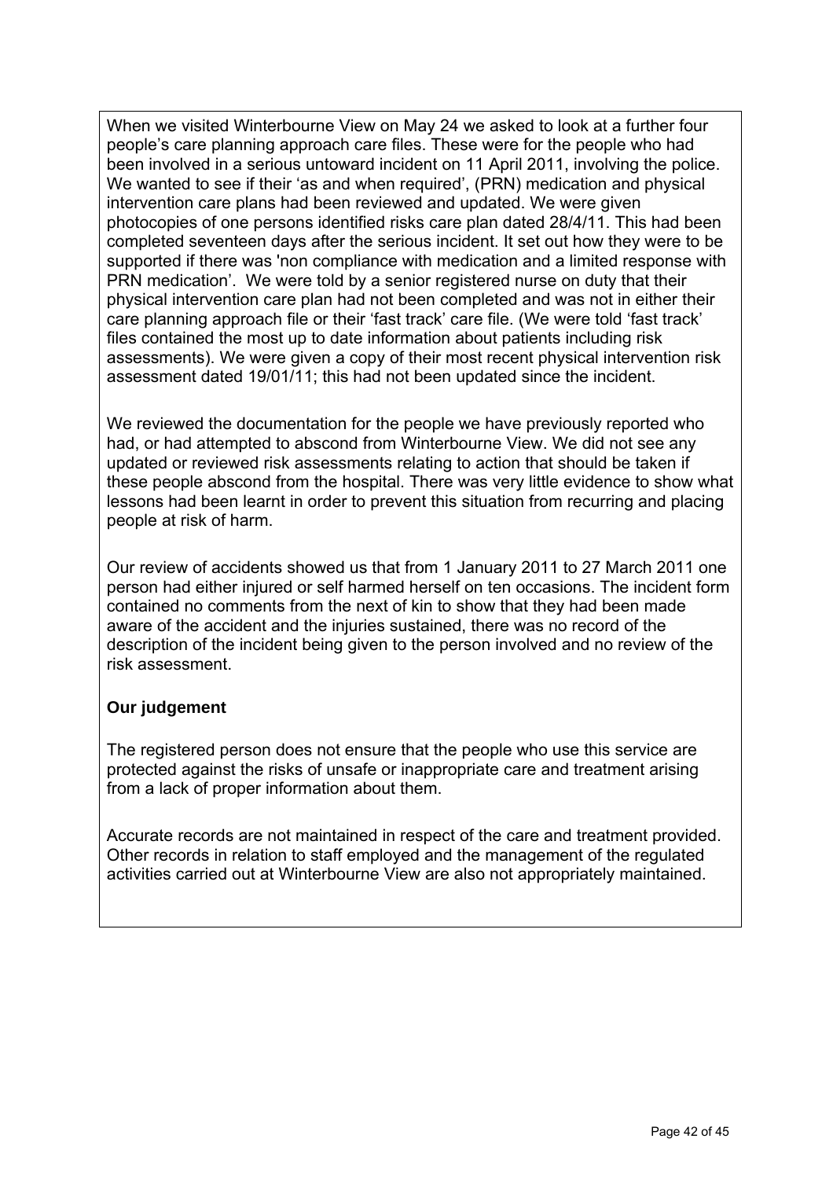When we visited Winterbourne View on May 24 we asked to look at a further four people's care planning approach care files. These were for the people who had been involved in a serious untoward incident on 11 April 2011, involving the police. We wanted to see if their 'as and when required', (PRN) medication and physical intervention care plans had been reviewed and updated. We were given photocopies of one persons identified risks care plan dated 28/4/11. This had been completed seventeen days after the serious incident. It set out how they were to be supported if there was 'non compliance with medication and a limited response with PRN medication'. We were told by a senior registered nurse on duty that their physical intervention care plan had not been completed and was not in either their care planning approach file or their 'fast track' care file. (We were told 'fast track' files contained the most up to date information about patients including risk assessments). We were given a copy of their most recent physical intervention risk assessment dated 19/01/11; this had not been updated since the incident.

We reviewed the documentation for the people we have previously reported who had, or had attempted to abscond from Winterbourne View. We did not see any updated or reviewed risk assessments relating to action that should be taken if these people abscond from the hospital. There was very little evidence to show what lessons had been learnt in order to prevent this situation from recurring and placing people at risk of harm.

Our review of accidents showed us that from 1 January 2011 to 27 March 2011 one person had either injured or self harmed herself on ten occasions. The incident form contained no comments from the next of kin to show that they had been made aware of the accident and the injuries sustained, there was no record of the description of the incident being given to the person involved and no review of the risk assessment.

**Our judgement**

The registered person does not ensure that the people who use this service are protected against the risks of unsafe or inappropriate care and treatment arising from a lack of proper information about them.

Accurate records are not maintained in respect of the care and treatment provided. Other records in relation to staff employed and the management of the regulated activities carried out at Winterbourne View are also not appropriately maintained.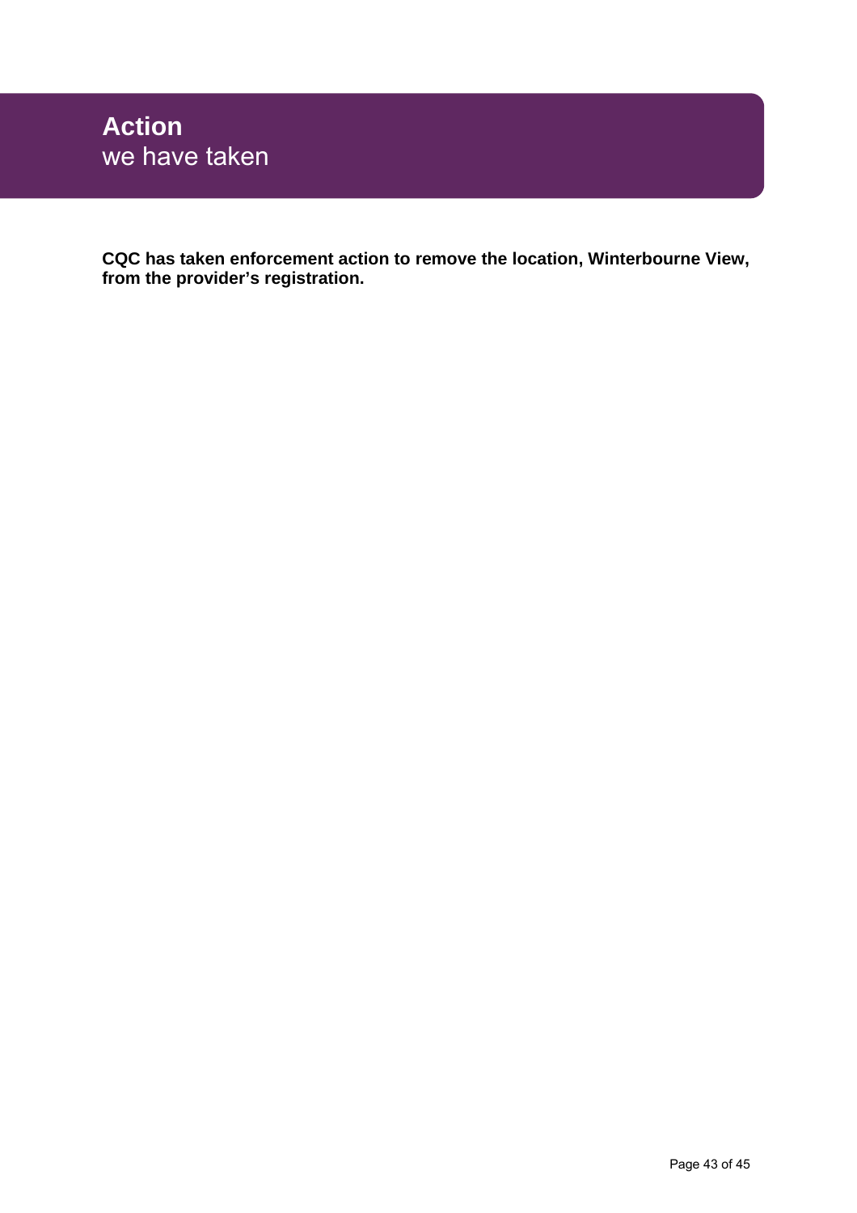# Action we have taken

**CQC has taken enforcement action to remove the location, Winterbourne View, from the provider's registration.**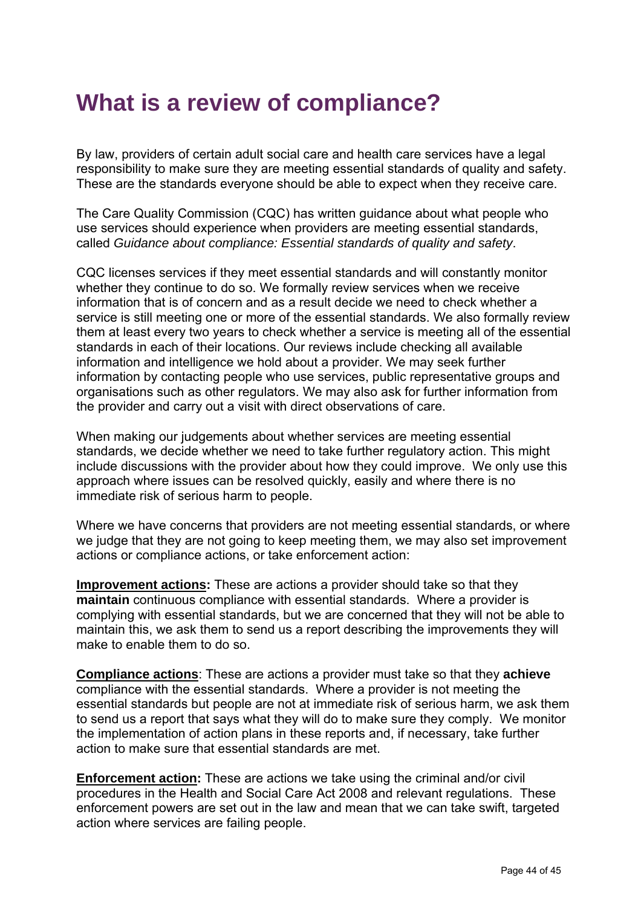# What is a review of compliance?

By law, providers of certain adult social care and health care services have a legal responsibility to make sure they are meeting essential standards of quality and safety. These are the standards everyone should be able to expect when they receive care.

The Care Quality Commission (CQC) has written guidance about what people who use services should experience when providers are meeting essential standards, called *Guidance about compliance: Essential standards of quality and safety*.

CQC licenses services if they meet essential standards and will constantly monitor whether they continue to do so. We formally review services when we receive information that is of concern and as a result decide we need to check whether a service is still meeting one or more of the essential standards. We also formally review them at least every two years to check whether a service is meeting all of the essential standards in each of their locations. Our reviews include checking all available information and intelligence we hold about a provider. We may seek further information by contacting people who use services, public representative groups and organisations such as other regulators. We may also ask for further information from the provider and carry out a visit with direct observations of care.

When making our judgements about whether services are meeting essential standards, we decide whether we need to take further regulatory action. This might include discussions with the provider about how they could improve. We only use this approach where issues can be resolved quickly, easily and where there is no immediate risk of serious harm to people.

Where we have concerns that providers are not meeting essential standards, or where we judge that they are not going to keep meeting them, we may also set improvement actions or compliance actions, or take enforcement action:

**Improvement actions:** These are actions a provider should take so that they **maintain** continuous compliance with essential standards. Where a provider is complying with essential standards, but we are concerned that they will not be able to maintain this, we ask them to send us a report describing the improvements they will make to enable them to do so.

**Compliance actions**: These are actions a provider must take so that they **achieve** compliance with the essential standards. Where a provider is not meeting the essential standards but people are not at immediate risk of serious harm, we ask them to send us a report that says what they will do to make sure they comply. We monitor the implementation of action plans in these reports and, if necessary, take further action to make sure that essential standards are met.

**Enforcement action:** These are actions we take using the criminal and/or civil procedures in the Health and Social Care Act 2008 and relevant regulations. These enforcement powers are set out in the law and mean that we can take swift, targeted action where services are failing people.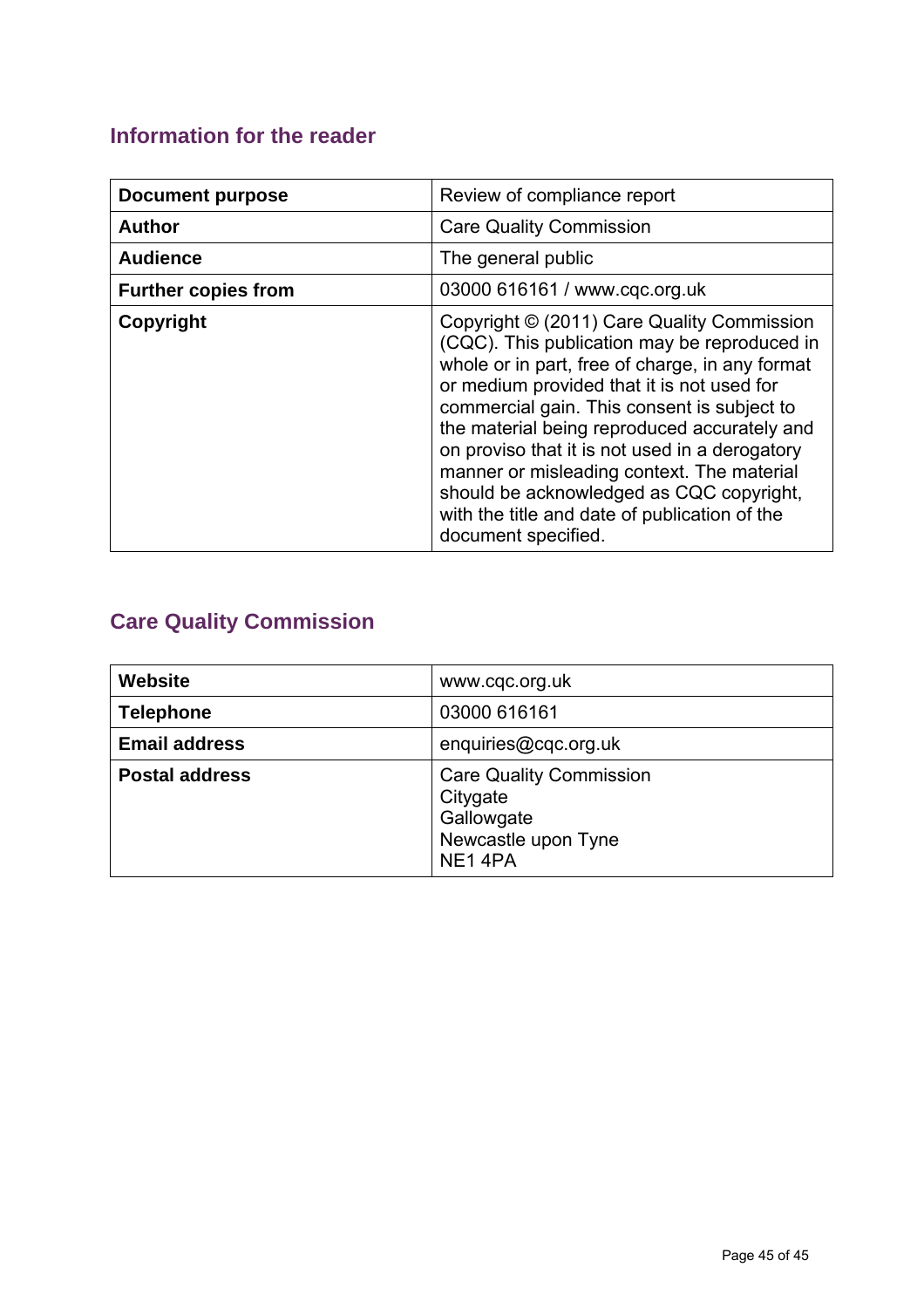## Information for the reader

| | |
|---|---|
| **Document purpose** | Review of compliance report |
| **Author** | Care Quality Commission |
| **Audience** | The general public |
| **Further copies from** | 03000 616161 / www.cqc.org.uk |
| **Copyright** | Copyright © (2011) Care Quality Commission (CQC). This publication may be reproduced in whole or in part, free of charge, in any format or medium provided that it is not used for commercial gain. This consent is subject to the material being reproduced accurately and on proviso that it is not used in a derogatory manner or misleading context. The material should be acknowledged as CQC copyright, with the title and date of publication of the document specified. |

## Care Quality Commission

| | |
|---|---|
| **Website** | www.cqc.org.uk |
| **Telephone** | 03000 616161 |
| **Email address** | enquiries@cqc.org.uk |
| **Postal address** | Care Quality Commission<br>Citygate<br>Gallowgate<br>Newcastle upon Tyne<br>NE1 4PA |